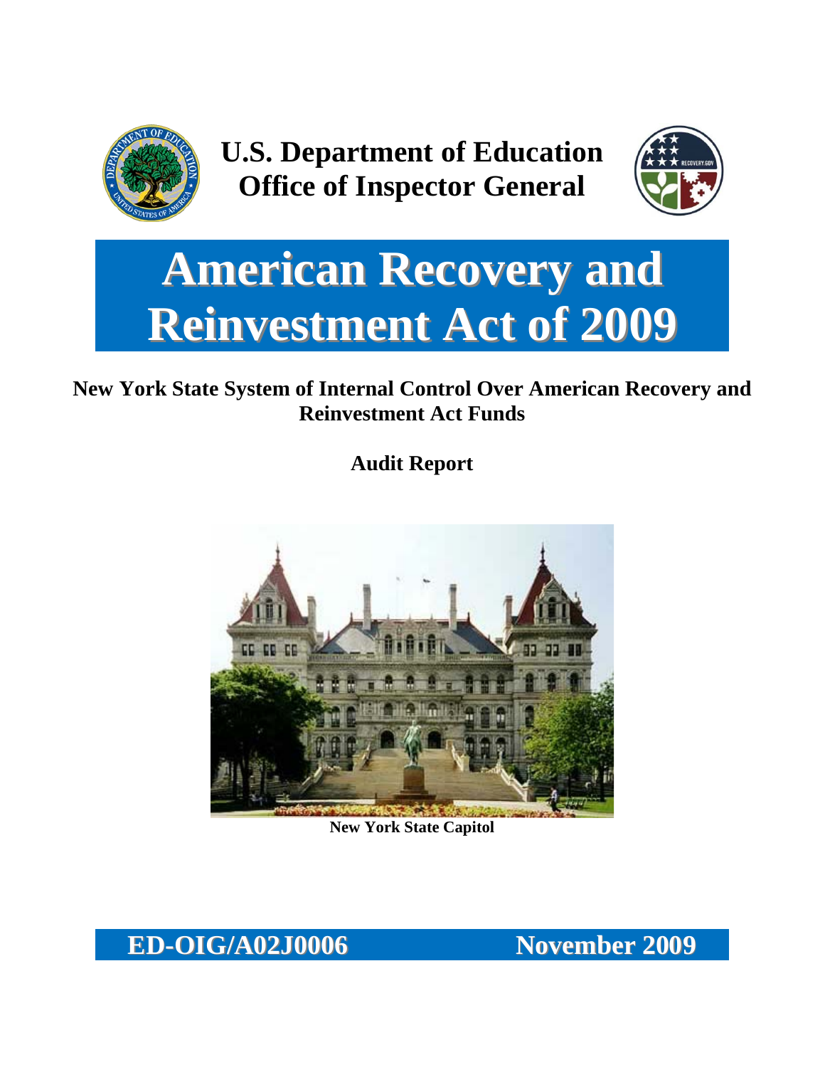**U.S. Department of Education**
**Office of Inspector General**

# American Recovery and Reinvestment Act of 2009

## New York State System of Internal Control Over American Recovery and Reinvestment Act Funds

**Audit Report**

**New York State Capitol**

**ED-OIG/A02J0006** **November 2009**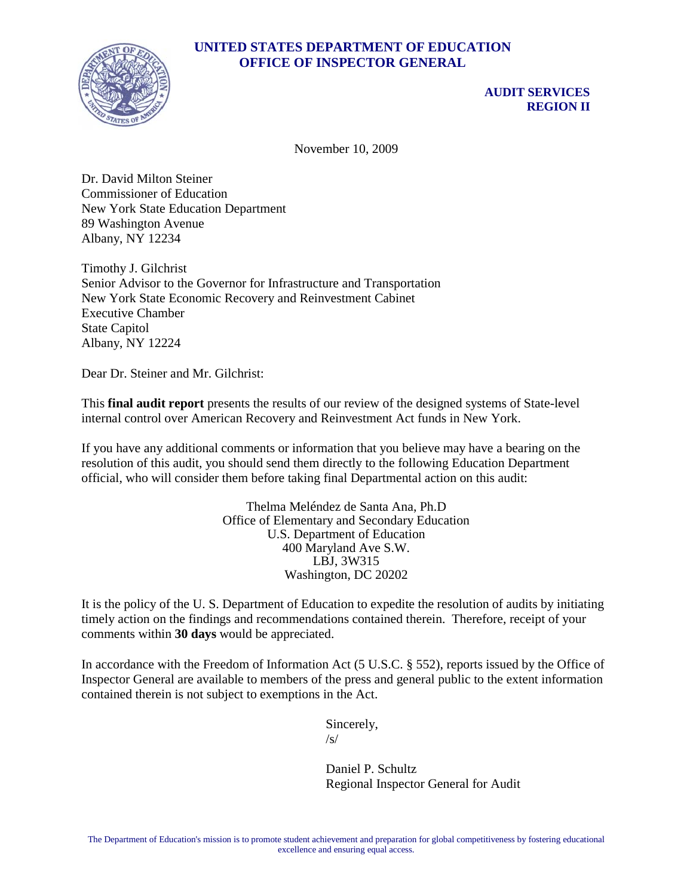**UNITED STATES DEPARTMENT OF EDUCATION**
**OFFICE OF INSPECTOR GENERAL**

**AUDIT SERVICES**
**REGION II**

November 10, 2009

Dr. David Milton Steiner
Commissioner of Education
New York State Education Department
89 Washington Avenue
Albany, NY 12234

Timothy J. Gilchrist
Senior Advisor to the Governor for Infrastructure and Transportation
New York State Economic Recovery and Reinvestment Cabinet
Executive Chamber
State Capitol
Albany, NY 12224

Dear Dr. Steiner and Mr. Gilchrist:

This **final audit report** presents the results of our review of the designed systems of State-level internal control over American Recovery and Reinvestment Act funds in New York.

If you have any additional comments or information that you believe may have a bearing on the resolution of this audit, you should send them directly to the following Education Department official, who will consider them before taking final Departmental action on this audit:

Thelma Meléndez de Santa Ana, Ph.D
Office of Elementary and Secondary Education
U.S. Department of Education
400 Maryland Ave S.W.
LBJ, 3W315
Washington, DC 20202

It is the policy of the U. S. Department of Education to expedite the resolution of audits by initiating timely action on the findings and recommendations contained therein. Therefore, receipt of your comments within **30 days** would be appreciated.

In accordance with the Freedom of Information Act (5 U.S.C. § 552), reports issued by the Office of Inspector General are available to members of the press and general public to the extent information contained therein is not subject to exemptions in the Act.

Sincerely,
/s/

Daniel P. Schultz
Regional Inspector General for Audit

The Department of Education's mission is to promote student achievement and preparation for global competitiveness by fostering educational excellence and ensuring equal access.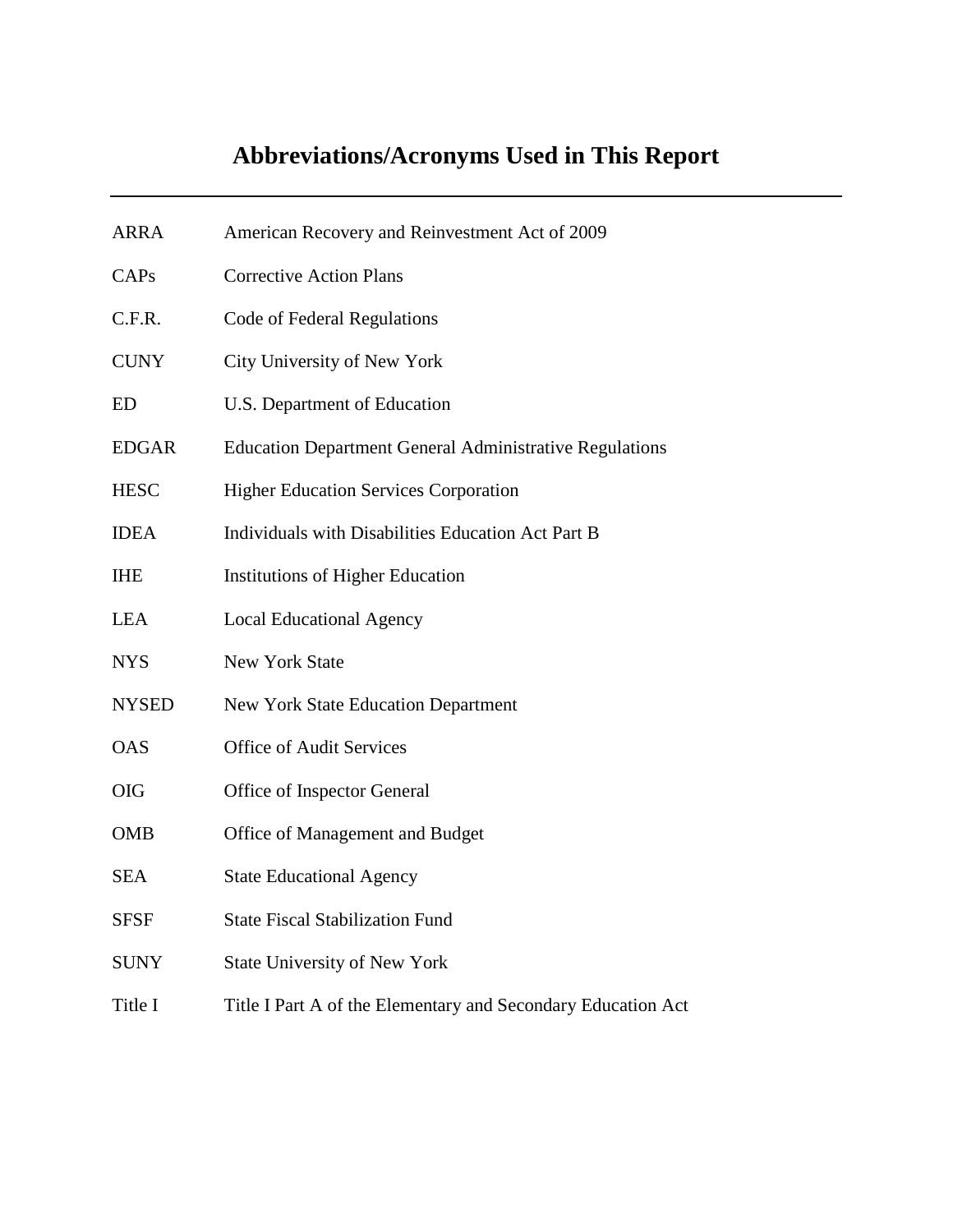# Abbreviations/Acronyms Used in This Report

| | |
|---|---|
| ARRA | American Recovery and Reinvestment Act of 2009 |
| CAPs | Corrective Action Plans |
| C.F.R. | Code of Federal Regulations |
| CUNY | City University of New York |
| ED | U.S. Department of Education |
| EDGAR | Education Department General Administrative Regulations |
| HESC | Higher Education Services Corporation |
| IDEA | Individuals with Disabilities Education Act Part B |
| IHE | Institutions of Higher Education |
| LEA | Local Educational Agency |
| NYS | New York State |
| NYSED | New York State Education Department |
| OAS | Office of Audit Services |
| OIG | Office of Inspector General |
| OMB | Office of Management and Budget |
| SEA | State Educational Agency |
| SFSF | State Fiscal Stabilization Fund |
| SUNY | State University of New York |
| Title I | Title I Part A of the Elementary and Secondary Education Act |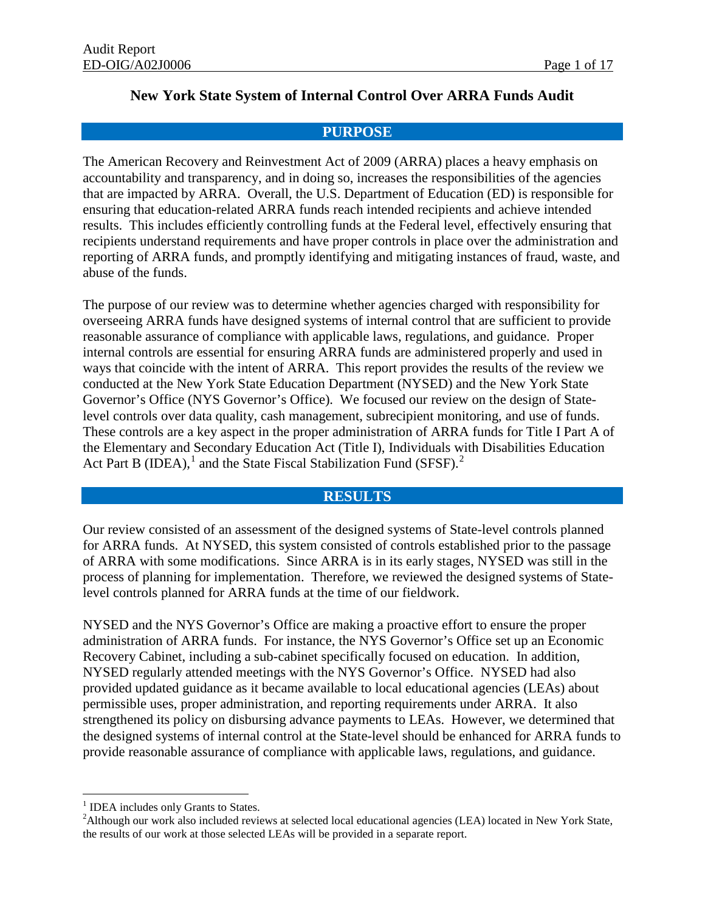# New York State System of Internal Control Over ARRA Funds Audit

## PURPOSE

The American Recovery and Reinvestment Act of 2009 (ARRA) places a heavy emphasis on accountability and transparency, and in doing so, increases the responsibilities of the agencies that are impacted by ARRA. Overall, the U.S. Department of Education (ED) is responsible for ensuring that education-related ARRA funds reach intended recipients and achieve intended results. This includes efficiently controlling funds at the Federal level, effectively ensuring that recipients understand requirements and have proper controls in place over the administration and reporting of ARRA funds, and promptly identifying and mitigating instances of fraud, waste, and abuse of the funds.

The purpose of our review was to determine whether agencies charged with responsibility for overseeing ARRA funds have designed systems of internal control that are sufficient to provide reasonable assurance of compliance with applicable laws, regulations, and guidance. Proper internal controls are essential for ensuring ARRA funds are administered properly and used in ways that coincide with the intent of ARRA. This report provides the results of the review we conducted at the New York State Education Department (NYSED) and the New York State Governor's Office (NYS Governor's Office). We focused our review on the design of State-level controls over data quality, cash management, subrecipient monitoring, and use of funds. These controls are a key aspect in the proper administration of ARRA funds for Title I Part A of the Elementary and Secondary Education Act (Title I), Individuals with Disabilities Education Act Part B (IDEA),[1] and the State Fiscal Stabilization Fund (SFSF).[2]

## RESULTS

Our review consisted of an assessment of the designed systems of State-level controls planned for ARRA funds. At NYSED, this system consisted of controls established prior to the passage of ARRA with some modifications. Since ARRA is in its early stages, NYSED was still in the process of planning for implementation. Therefore, we reviewed the designed systems of State-level controls planned for ARRA funds at the time of our fieldwork.

NYSED and the NYS Governor's Office are making a proactive effort to ensure the proper administration of ARRA funds. For instance, the NYS Governor's Office set up an Economic Recovery Cabinet, including a sub-cabinet specifically focused on education. In addition, NYSED regularly attended meetings with the NYS Governor's Office. NYSED had also provided updated guidance as it became available to local educational agencies (LEAs) about permissible uses, proper administration, and reporting requirements under ARRA. It also strengthened its policy on disbursing advance payments to LEAs. However, we determined that the designed systems of internal control at the State-level should be enhanced for ARRA funds to provide reasonable assurance of compliance with applicable laws, regulations, and guidance.

---

[1] IDEA includes only Grants to States.

[2] Although our work also included reviews at selected local educational agencies (LEA) located in New York State, the results of our work at those selected LEAs will be provided in a separate report.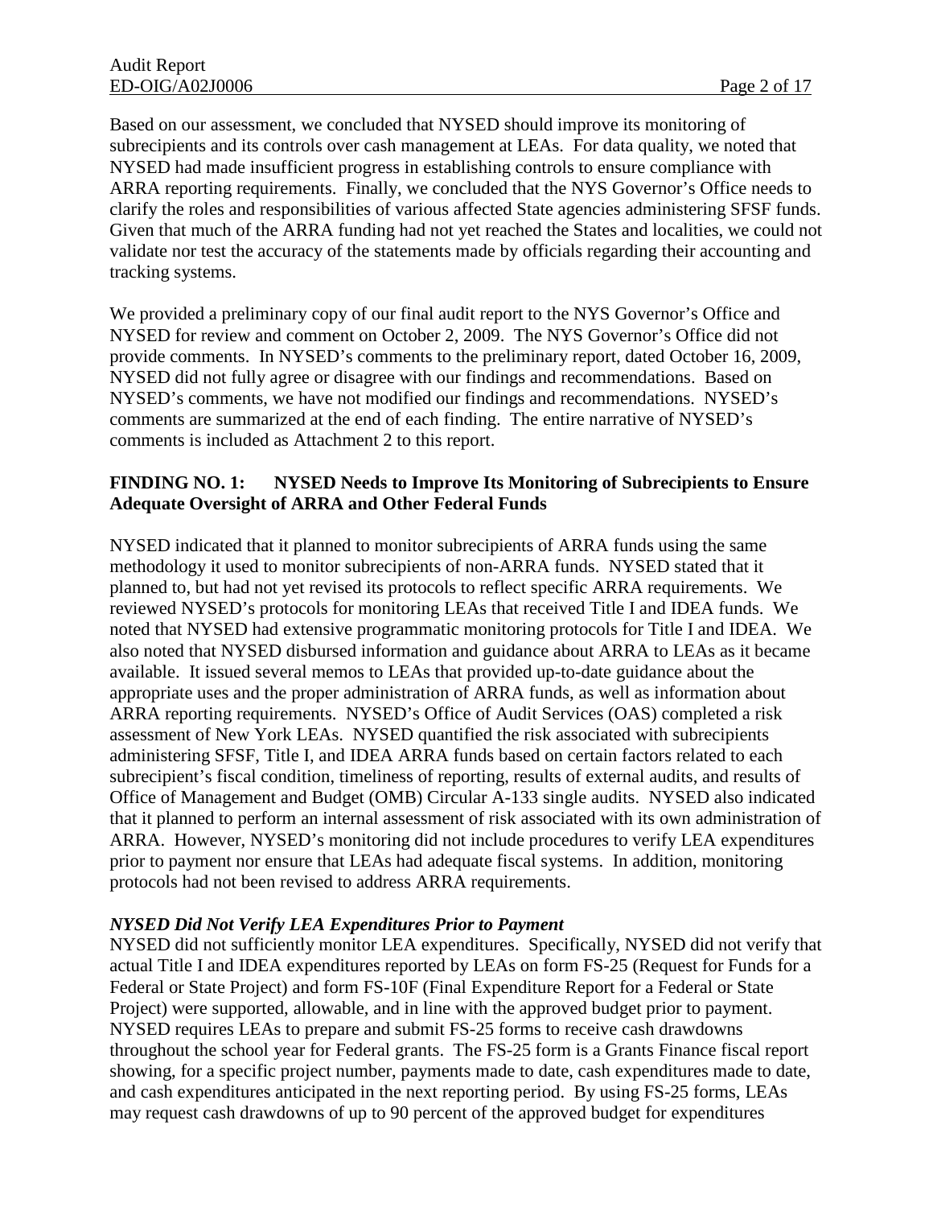Based on our assessment, we concluded that NYSED should improve its monitoring of subrecipients and its controls over cash management at LEAs. For data quality, we noted that NYSED had made insufficient progress in establishing controls to ensure compliance with ARRA reporting requirements. Finally, we concluded that the NYS Governor's Office needs to clarify the roles and responsibilities of various affected State agencies administering SFSF funds. Given that much of the ARRA funding had not yet reached the States and localities, we could not validate nor test the accuracy of the statements made by officials regarding their accounting and tracking systems.

We provided a preliminary copy of our final audit report to the NYS Governor's Office and NYSED for review and comment on October 2, 2009. The NYS Governor's Office did not provide comments. In NYSED's comments to the preliminary report, dated October 16, 2009, NYSED did not fully agree or disagree with our findings and recommendations. Based on NYSED's comments, we have not modified our findings and recommendations. NYSED's comments are summarized at the end of each finding. The entire narrative of NYSED's comments is included as Attachment 2 to this report.

## FINDING NO. 1: NYSED Needs to Improve Its Monitoring of Subrecipients to Ensure Adequate Oversight of ARRA and Other Federal Funds

NYSED indicated that it planned to monitor subrecipients of ARRA funds using the same methodology it used to monitor subrecipients of non-ARRA funds. NYSED stated that it planned to, but had not yet revised its protocols to reflect specific ARRA requirements. We reviewed NYSED's protocols for monitoring LEAs that received Title I and IDEA funds. We noted that NYSED had extensive programmatic monitoring protocols for Title I and IDEA. We also noted that NYSED disbursed information and guidance about ARRA to LEAs as it became available. It issued several memos to LEAs that provided up-to-date guidance about the appropriate uses and the proper administration of ARRA funds, as well as information about ARRA reporting requirements. NYSED's Office of Audit Services (OAS) completed a risk assessment of New York LEAs. NYSED quantified the risk associated with subrecipients administering SFSF, Title I, and IDEA ARRA funds based on certain factors related to each subrecipient's fiscal condition, timeliness of reporting, results of external audits, and results of Office of Management and Budget (OMB) Circular A-133 single audits. NYSED also indicated that it planned to perform an internal assessment of risk associated with its own administration of ARRA. However, NYSED's monitoring did not include procedures to verify LEA expenditures prior to payment nor ensure that LEAs had adequate fiscal systems. In addition, monitoring protocols had not been revised to address ARRA requirements.

### *NYSED Did Not Verify LEA Expenditures Prior to Payment*

NYSED did not sufficiently monitor LEA expenditures. Specifically, NYSED did not verify that actual Title I and IDEA expenditures reported by LEAs on form FS-25 (Request for Funds for a Federal or State Project) and form FS-10F (Final Expenditure Report for a Federal or State Project) were supported, allowable, and in line with the approved budget prior to payment. NYSED requires LEAs to prepare and submit FS-25 forms to receive cash drawdowns throughout the school year for Federal grants. The FS-25 form is a Grants Finance fiscal report showing, for a specific project number, payments made to date, cash expenditures made to date, and cash expenditures anticipated in the next reporting period. By using FS-25 forms, LEAs may request cash drawdowns of up to 90 percent of the approved budget for expenditures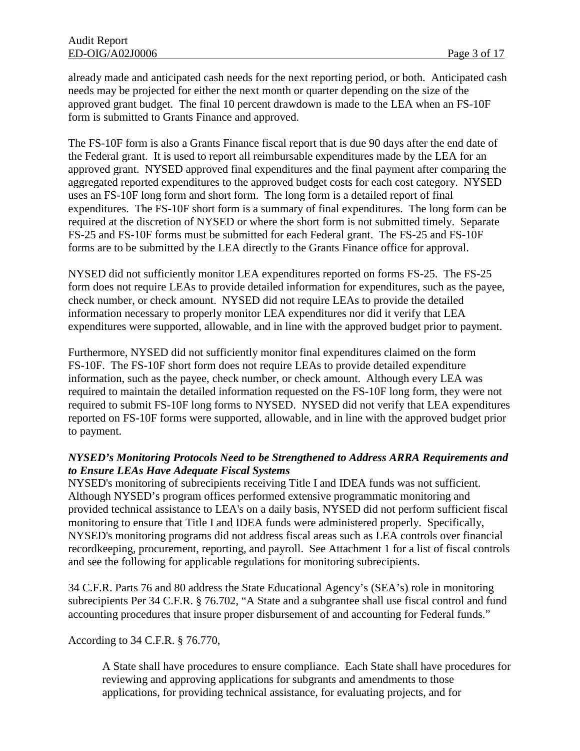already made and anticipated cash needs for the next reporting period, or both. Anticipated cash needs may be projected for either the next month or quarter depending on the size of the approved grant budget. The final 10 percent drawdown is made to the LEA when an FS-10F form is submitted to Grants Finance and approved.

The FS-10F form is also a Grants Finance fiscal report that is due 90 days after the end date of the Federal grant. It is used to report all reimbursable expenditures made by the LEA for an approved grant. NYSED approved final expenditures and the final payment after comparing the aggregated reported expenditures to the approved budget costs for each cost category. NYSED uses an FS-10F long form and short form. The long form is a detailed report of final expenditures. The FS-10F short form is a summary of final expenditures. The long form can be required at the discretion of NYSED or where the short form is not submitted timely. Separate FS-25 and FS-10F forms must be submitted for each Federal grant. The FS-25 and FS-10F forms are to be submitted by the LEA directly to the Grants Finance office for approval.

NYSED did not sufficiently monitor LEA expenditures reported on forms FS-25. The FS-25 form does not require LEAs to provide detailed information for expenditures, such as the payee, check number, or check amount. NYSED did not require LEAs to provide the detailed information necessary to properly monitor LEA expenditures nor did it verify that LEA expenditures were supported, allowable, and in line with the approved budget prior to payment.

Furthermore, NYSED did not sufficiently monitor final expenditures claimed on the form FS-10F. The FS-10F short form does not require LEAs to provide detailed expenditure information, such as the payee, check number, or check amount. Although every LEA was required to maintain the detailed information requested on the FS-10F long form, they were not required to submit FS-10F long forms to NYSED. NYSED did not verify that LEA expenditures reported on FS-10F forms were supported, allowable, and in line with the approved budget prior to payment.

***NYSED's Monitoring Protocols Need to be Strengthened to Address ARRA Requirements and to Ensure LEAs Have Adequate Fiscal Systems***

NYSED's monitoring of subrecipients receiving Title I and IDEA funds was not sufficient. Although NYSED's program offices performed extensive programmatic monitoring and provided technical assistance to LEA's on a daily basis, NYSED did not perform sufficient fiscal monitoring to ensure that Title I and IDEA funds were administered properly. Specifically, NYSED's monitoring programs did not address fiscal areas such as LEA controls over financial recordkeeping, procurement, reporting, and payroll. See Attachment 1 for a list of fiscal controls and see the following for applicable regulations for monitoring subrecipients.

34 C.F.R. Parts 76 and 80 address the State Educational Agency's (SEA's) role in monitoring subrecipients Per 34 C.F.R. § 76.702, "A State and a subgrantee shall use fiscal control and fund accounting procedures that insure proper disbursement of and accounting for Federal funds."

According to 34 C.F.R. § 76.770,

> A State shall have procedures to ensure compliance. Each State shall have procedures for reviewing and approving applications for subgrants and amendments to those applications, for providing technical assistance, for evaluating projects, and for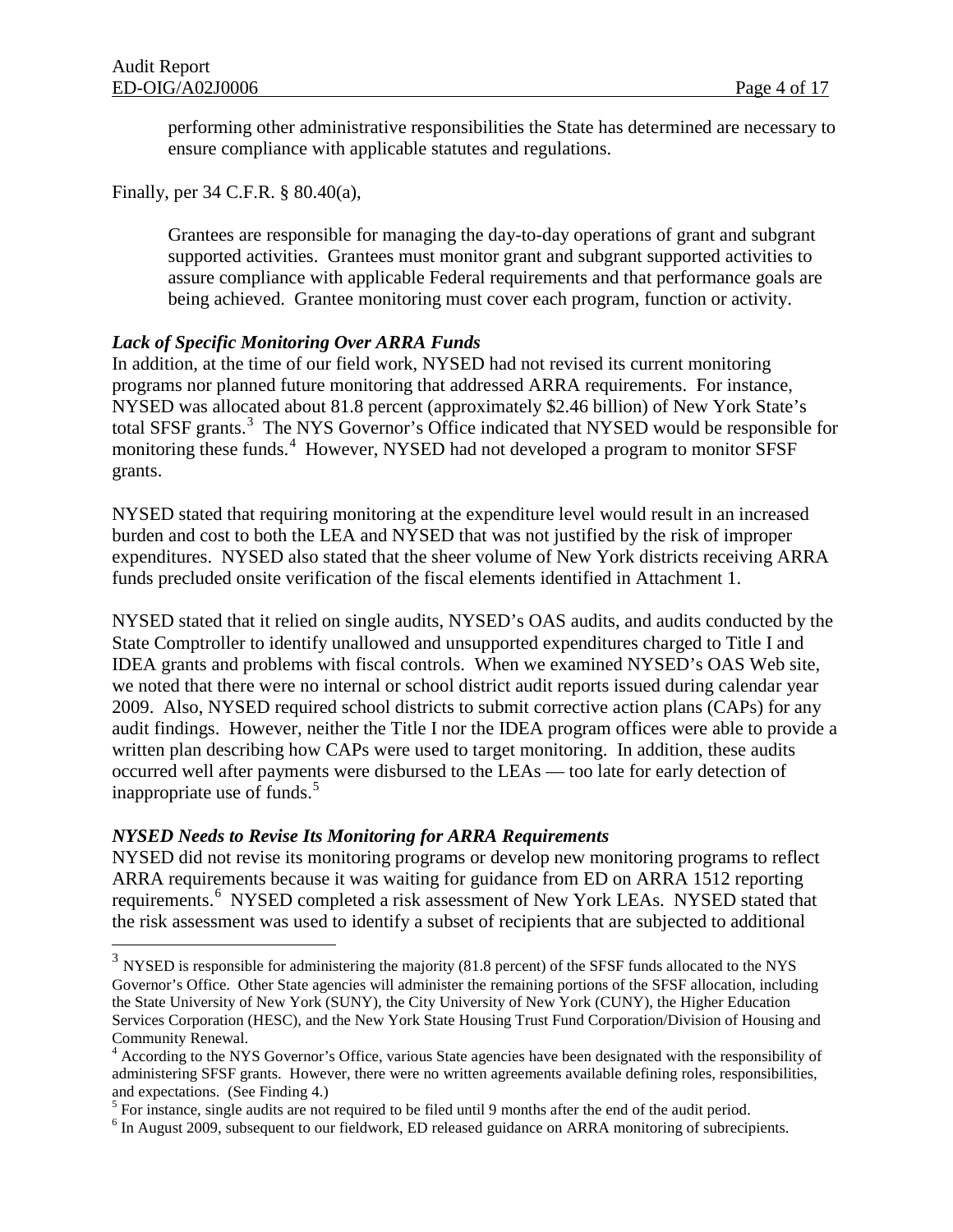performing other administrative responsibilities the State has determined are necessary to ensure compliance with applicable statutes and regulations.

Finally, per 34 C.F.R. § 80.40(a),

> Grantees are responsible for managing the day-to-day operations of grant and subgrant supported activities. Grantees must monitor grant and subgrant supported activities to assure compliance with applicable Federal requirements and that performance goals are being achieved. Grantee monitoring must cover each program, function or activity.

***Lack of Specific Monitoring Over ARRA Funds***

In addition, at the time of our field work, NYSED had not revised its current monitoring programs nor planned future monitoring that addressed ARRA requirements. For instance, NYSED was allocated about 81.8 percent (approximately $2.46 billion) of New York State's total SFSF grants.[3] The NYS Governor's Office indicated that NYSED would be responsible for monitoring these funds.[4] However, NYSED had not developed a program to monitor SFSF grants.

NYSED stated that requiring monitoring at the expenditure level would result in an increased burden and cost to both the LEA and NYSED that was not justified by the risk of improper expenditures. NYSED also stated that the sheer volume of New York districts receiving ARRA funds precluded onsite verification of the fiscal elements identified in Attachment 1.

NYSED stated that it relied on single audits, NYSED's OAS audits, and audits conducted by the State Comptroller to identify unallowed and unsupported expenditures charged to Title I and IDEA grants and problems with fiscal controls. When we examined NYSED's OAS Web site, we noted that there were no internal or school district audit reports issued during calendar year 2009. Also, NYSED required school districts to submit corrective action plans (CAPs) for any audit findings. However, neither the Title I nor the IDEA program offices were able to provide a written plan describing how CAPs were used to target monitoring. In addition, these audits occurred well after payments were disbursed to the LEAs — too late for early detection of inappropriate use of funds.[5]

***NYSED Needs to Revise Its Monitoring for ARRA Requirements***

NYSED did not revise its monitoring programs or develop new monitoring programs to reflect ARRA requirements because it was waiting for guidance from ED on ARRA 1512 reporting requirements.[6] NYSED completed a risk assessment of New York LEAs. NYSED stated that the risk assessment was used to identify a subset of recipients that are subjected to additional

---

[3] NYSED is responsible for administering the majority (81.8 percent) of the SFSF funds allocated to the NYS Governor's Office. Other State agencies will administer the remaining portions of the SFSF allocation, including the State University of New York (SUNY), the City University of New York (CUNY), the Higher Education Services Corporation (HESC), and the New York State Housing Trust Fund Corporation/Division of Housing and Community Renewal.

[4] According to the NYS Governor's Office, various State agencies have been designated with the responsibility of administering SFSF grants. However, there were no written agreements available defining roles, responsibilities, and expectations. (See Finding 4.)

[5] For instance, single audits are not required to be filed until 9 months after the end of the audit period.

[6] In August 2009, subsequent to our fieldwork, ED released guidance on ARRA monitoring of subrecipients.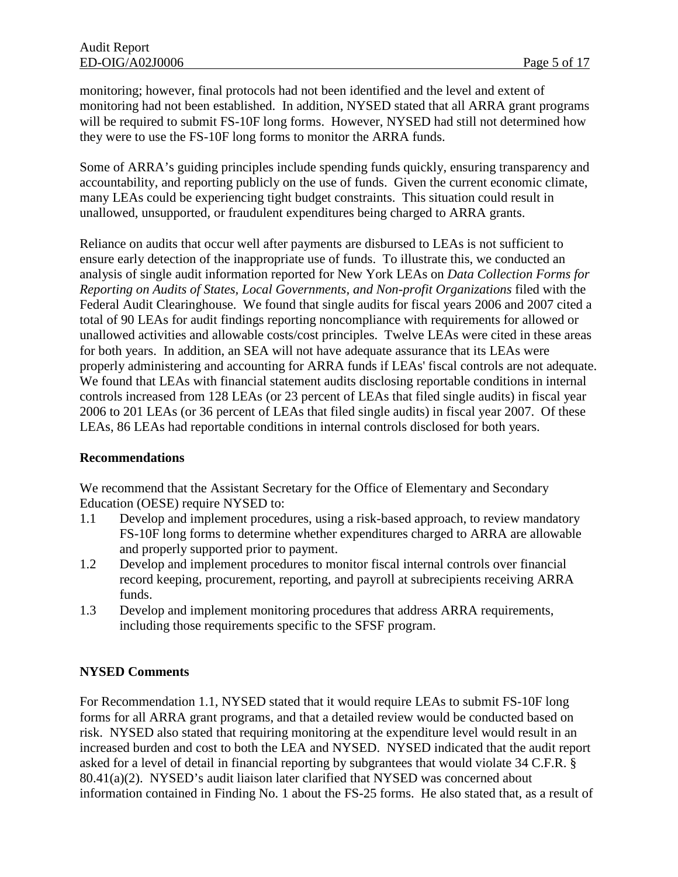monitoring; however, final protocols had not been identified and the level and extent of monitoring had not been established. In addition, NYSED stated that all ARRA grant programs will be required to submit FS-10F long forms. However, NYSED had still not determined how they were to use the FS-10F long forms to monitor the ARRA funds.

Some of ARRA's guiding principles include spending funds quickly, ensuring transparency and accountability, and reporting publicly on the use of funds. Given the current economic climate, many LEAs could be experiencing tight budget constraints. This situation could result in unallowed, unsupported, or fraudulent expenditures being charged to ARRA grants.

Reliance on audits that occur well after payments are disbursed to LEAs is not sufficient to ensure early detection of the inappropriate use of funds. To illustrate this, we conducted an analysis of single audit information reported for New York LEAs on *Data Collection Forms for Reporting on Audits of States, Local Governments, and Non-profit Organizations* filed with the Federal Audit Clearinghouse. We found that single audits for fiscal years 2006 and 2007 cited a total of 90 LEAs for audit findings reporting noncompliance with requirements for allowed or unallowed activities and allowable costs/cost principles. Twelve LEAs were cited in these areas for both years. In addition, an SEA will not have adequate assurance that its LEAs were properly administering and accounting for ARRA funds if LEAs' fiscal controls are not adequate. We found that LEAs with financial statement audits disclosing reportable conditions in internal controls increased from 128 LEAs (or 23 percent of LEAs that filed single audits) in fiscal year 2006 to 201 LEAs (or 36 percent of LEAs that filed single audits) in fiscal year 2007. Of these LEAs, 86 LEAs had reportable conditions in internal controls disclosed for both years.

**Recommendations**

We recommend that the Assistant Secretary for the Office of Elementary and Secondary Education (OESE) require NYSED to:

1.1 Develop and implement procedures, using a risk-based approach, to review mandatory FS-10F long forms to determine whether expenditures charged to ARRA are allowable and properly supported prior to payment.

1.2 Develop and implement procedures to monitor fiscal internal controls over financial record keeping, procurement, reporting, and payroll at subrecipients receiving ARRA funds.

1.3 Develop and implement monitoring procedures that address ARRA requirements, including those requirements specific to the SFSF program.

**NYSED Comments**

For Recommendation 1.1, NYSED stated that it would require LEAs to submit FS-10F long forms for all ARRA grant programs, and that a detailed review would be conducted based on risk. NYSED also stated that requiring monitoring at the expenditure level would result in an increased burden and cost to both the LEA and NYSED. NYSED indicated that the audit report asked for a level of detail in financial reporting by subgrantees that would violate 34 C.F.R. § 80.41(a)(2). NYSED's audit liaison later clarified that NYSED was concerned about information contained in Finding No. 1 about the FS-25 forms. He also stated that, as a result of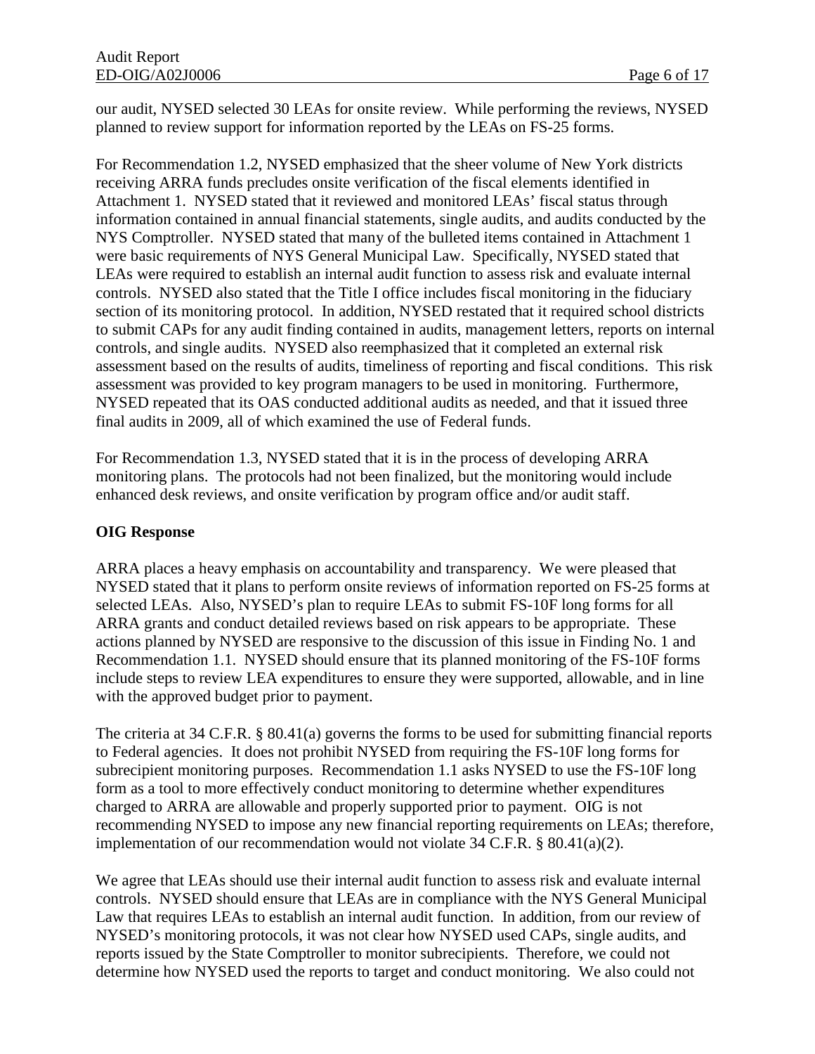our audit, NYSED selected 30 LEAs for onsite review. While performing the reviews, NYSED planned to review support for information reported by the LEAs on FS-25 forms.

For Recommendation 1.2, NYSED emphasized that the sheer volume of New York districts receiving ARRA funds precludes onsite verification of the fiscal elements identified in Attachment 1. NYSED stated that it reviewed and monitored LEAs' fiscal status through information contained in annual financial statements, single audits, and audits conducted by the NYS Comptroller. NYSED stated that many of the bulleted items contained in Attachment 1 were basic requirements of NYS General Municipal Law. Specifically, NYSED stated that LEAs were required to establish an internal audit function to assess risk and evaluate internal controls. NYSED also stated that the Title I office includes fiscal monitoring in the fiduciary section of its monitoring protocol. In addition, NYSED restated that it required school districts to submit CAPs for any audit finding contained in audits, management letters, reports on internal controls, and single audits. NYSED also reemphasized that it completed an external risk assessment based on the results of audits, timeliness of reporting and fiscal conditions. This risk assessment was provided to key program managers to be used in monitoring. Furthermore, NYSED repeated that its OAS conducted additional audits as needed, and that it issued three final audits in 2009, all of which examined the use of Federal funds.

For Recommendation 1.3, NYSED stated that it is in the process of developing ARRA monitoring plans. The protocols had not been finalized, but the monitoring would include enhanced desk reviews, and onsite verification by program office and/or audit staff.

**OIG Response**

ARRA places a heavy emphasis on accountability and transparency. We were pleased that NYSED stated that it plans to perform onsite reviews of information reported on FS-25 forms at selected LEAs. Also, NYSED's plan to require LEAs to submit FS-10F long forms for all ARRA grants and conduct detailed reviews based on risk appears to be appropriate. These actions planned by NYSED are responsive to the discussion of this issue in Finding No. 1 and Recommendation 1.1. NYSED should ensure that its planned monitoring of the FS-10F forms include steps to review LEA expenditures to ensure they were supported, allowable, and in line with the approved budget prior to payment.

The criteria at 34 C.F.R. § 80.41(a) governs the forms to be used for submitting financial reports to Federal agencies. It does not prohibit NYSED from requiring the FS-10F long forms for subrecipient monitoring purposes. Recommendation 1.1 asks NYSED to use the FS-10F long form as a tool to more effectively conduct monitoring to determine whether expenditures charged to ARRA are allowable and properly supported prior to payment. OIG is not recommending NYSED to impose any new financial reporting requirements on LEAs; therefore, implementation of our recommendation would not violate 34 C.F.R. § 80.41(a)(2).

We agree that LEAs should use their internal audit function to assess risk and evaluate internal controls. NYSED should ensure that LEAs are in compliance with the NYS General Municipal Law that requires LEAs to establish an internal audit function. In addition, from our review of NYSED's monitoring protocols, it was not clear how NYSED used CAPs, single audits, and reports issued by the State Comptroller to monitor subrecipients. Therefore, we could not determine how NYSED used the reports to target and conduct monitoring. We also could not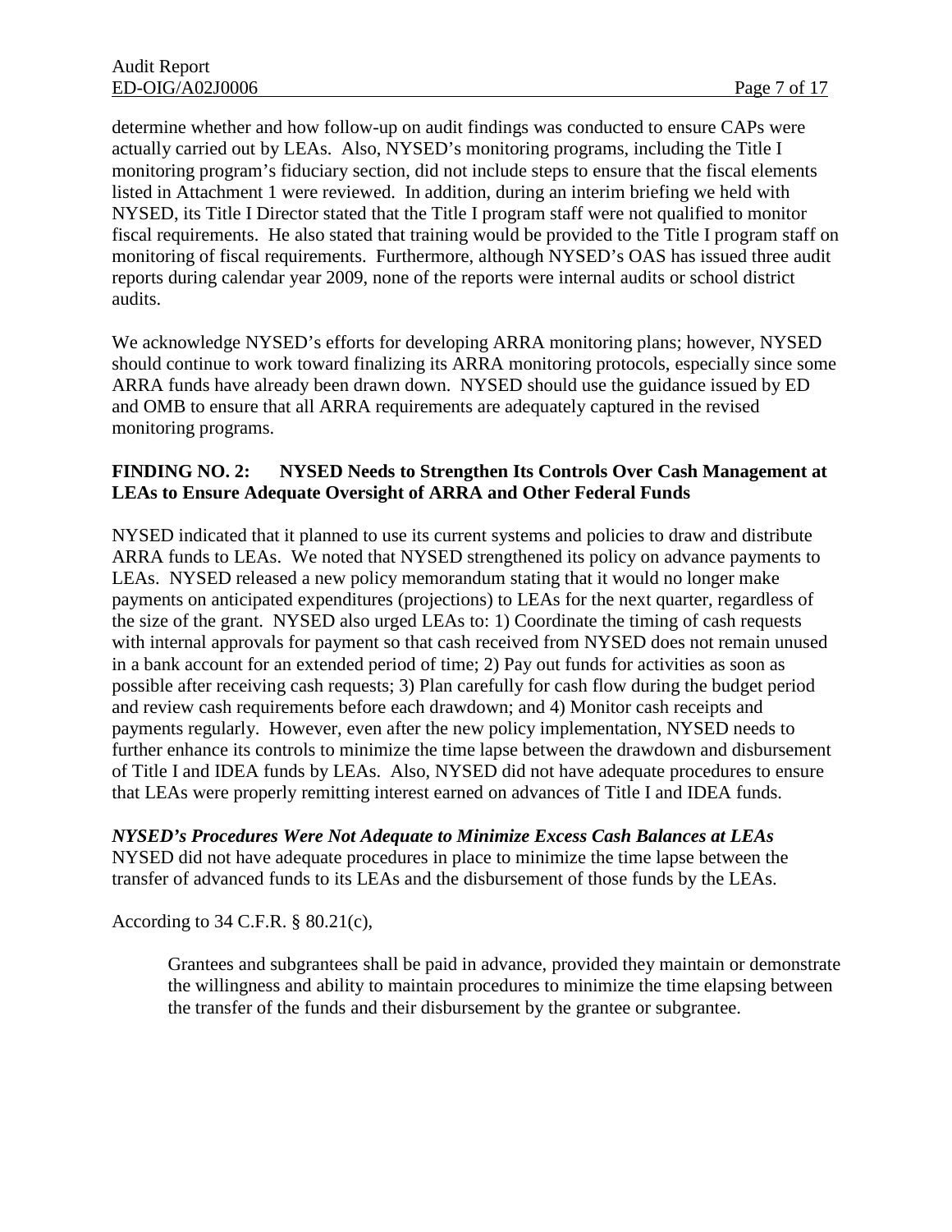determine whether and how follow-up on audit findings was conducted to ensure CAPs were actually carried out by LEAs. Also, NYSED's monitoring programs, including the Title I monitoring program's fiduciary section, did not include steps to ensure that the fiscal elements listed in Attachment 1 were reviewed. In addition, during an interim briefing we held with NYSED, its Title I Director stated that the Title I program staff were not qualified to monitor fiscal requirements. He also stated that training would be provided to the Title I program staff on monitoring of fiscal requirements. Furthermore, although NYSED's OAS has issued three audit reports during calendar year 2009, none of the reports were internal audits or school district audits.

We acknowledge NYSED's efforts for developing ARRA monitoring plans; however, NYSED should continue to work toward finalizing its ARRA monitoring protocols, especially since some ARRA funds have already been drawn down. NYSED should use the guidance issued by ED and OMB to ensure that all ARRA requirements are adequately captured in the revised monitoring programs.

**FINDING NO. 2: NYSED Needs to Strengthen Its Controls Over Cash Management at LEAs to Ensure Adequate Oversight of ARRA and Other Federal Funds**

NYSED indicated that it planned to use its current systems and policies to draw and distribute ARRA funds to LEAs. We noted that NYSED strengthened its policy on advance payments to LEAs. NYSED released a new policy memorandum stating that it would no longer make payments on anticipated expenditures (projections) to LEAs for the next quarter, regardless of the size of the grant. NYSED also urged LEAs to: 1) Coordinate the timing of cash requests with internal approvals for payment so that cash received from NYSED does not remain unused in a bank account for an extended period of time; 2) Pay out funds for activities as soon as possible after receiving cash requests; 3) Plan carefully for cash flow during the budget period and review cash requirements before each drawdown; and 4) Monitor cash receipts and payments regularly. However, even after the new policy implementation, NYSED needs to further enhance its controls to minimize the time lapse between the drawdown and disbursement of Title I and IDEA funds by LEAs. Also, NYSED did not have adequate procedures to ensure that LEAs were properly remitting interest earned on advances of Title I and IDEA funds.

***NYSED's Procedures Were Not Adequate to Minimize Excess Cash Balances at LEAs***
NYSED did not have adequate procedures in place to minimize the time lapse between the transfer of advanced funds to its LEAs and the disbursement of those funds by the LEAs.

According to 34 C.F.R. § 80.21(c),

> Grantees and subgrantees shall be paid in advance, provided they maintain or demonstrate the willingness and ability to maintain procedures to minimize the time elapsing between the transfer of the funds and their disbursement by the grantee or subgrantee.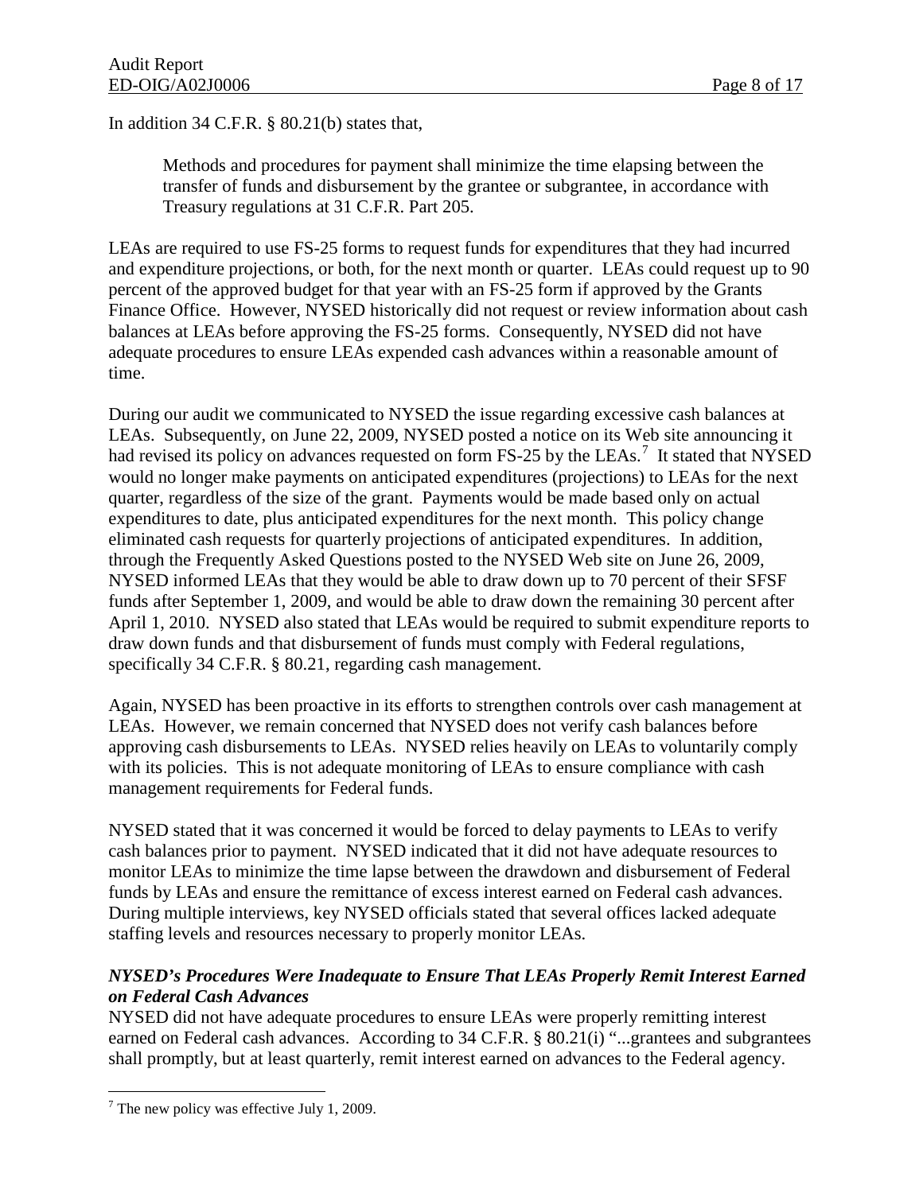In addition 34 C.F.R. § 80.21(b) states that,

> Methods and procedures for payment shall minimize the time elapsing between the transfer of funds and disbursement by the grantee or subgrantee, in accordance with Treasury regulations at 31 C.F.R. Part 205.

LEAs are required to use FS-25 forms to request funds for expenditures that they had incurred and expenditure projections, or both, for the next month or quarter. LEAs could request up to 90 percent of the approved budget for that year with an FS-25 form if approved by the Grants Finance Office. However, NYSED historically did not request or review information about cash balances at LEAs before approving the FS-25 forms. Consequently, NYSED did not have adequate procedures to ensure LEAs expended cash advances within a reasonable amount of time.

During our audit we communicated to NYSED the issue regarding excessive cash balances at LEAs. Subsequently, on June 22, 2009, NYSED posted a notice on its Web site announcing it had revised its policy on advances requested on form FS-25 by the LEAs.[7] It stated that NYSED would no longer make payments on anticipated expenditures (projections) to LEAs for the next quarter, regardless of the size of the grant. Payments would be made based only on actual expenditures to date, plus anticipated expenditures for the next month. This policy change eliminated cash requests for quarterly projections of anticipated expenditures. In addition, through the Frequently Asked Questions posted to the NYSED Web site on June 26, 2009, NYSED informed LEAs that they would be able to draw down up to 70 percent of their SFSF funds after September 1, 2009, and would be able to draw down the remaining 30 percent after April 1, 2010. NYSED also stated that LEAs would be required to submit expenditure reports to draw down funds and that disbursement of funds must comply with Federal regulations, specifically 34 C.F.R. § 80.21, regarding cash management.

Again, NYSED has been proactive in its efforts to strengthen controls over cash management at LEAs. However, we remain concerned that NYSED does not verify cash balances before approving cash disbursements to LEAs. NYSED relies heavily on LEAs to voluntarily comply with its policies. This is not adequate monitoring of LEAs to ensure compliance with cash management requirements for Federal funds.

NYSED stated that it was concerned it would be forced to delay payments to LEAs to verify cash balances prior to payment. NYSED indicated that it did not have adequate resources to monitor LEAs to minimize the time lapse between the drawdown and disbursement of Federal funds by LEAs and ensure the remittance of excess interest earned on Federal cash advances. During multiple interviews, key NYSED officials stated that several offices lacked adequate staffing levels and resources necessary to properly monitor LEAs.

***NYSED's Procedures Were Inadequate to Ensure That LEAs Properly Remit Interest Earned on Federal Cash Advances***

NYSED did not have adequate procedures to ensure LEAs were properly remitting interest earned on Federal cash advances. According to 34 C.F.R. § 80.21(i) "...grantees and subgrantees shall promptly, but at least quarterly, remit interest earned on advances to the Federal agency.

[7] The new policy was effective July 1, 2009.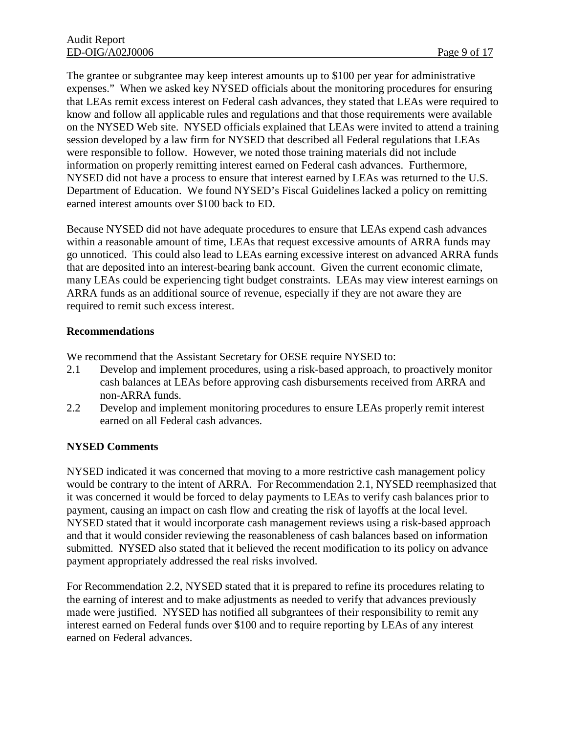The grantee or subgrantee may keep interest amounts up to $100 per year for administrative expenses." When we asked key NYSED officials about the monitoring procedures for ensuring that LEAs remit excess interest on Federal cash advances, they stated that LEAs were required to know and follow all applicable rules and regulations and that those requirements were available on the NYSED Web site. NYSED officials explained that LEAs were invited to attend a training session developed by a law firm for NYSED that described all Federal regulations that LEAs were responsible to follow. However, we noted those training materials did not include information on properly remitting interest earned on Federal cash advances. Furthermore, NYSED did not have a process to ensure that interest earned by LEAs was returned to the U.S. Department of Education. We found NYSED's Fiscal Guidelines lacked a policy on remitting earned interest amounts over $100 back to ED.

Because NYSED did not have adequate procedures to ensure that LEAs expend cash advances within a reasonable amount of time, LEAs that request excessive amounts of ARRA funds may go unnoticed. This could also lead to LEAs earning excessive interest on advanced ARRA funds that are deposited into an interest-bearing bank account. Given the current economic climate, many LEAs could be experiencing tight budget constraints. LEAs may view interest earnings on ARRA funds as an additional source of revenue, especially if they are not aware they are required to remit such excess interest.

**Recommendations**

We recommend that the Assistant Secretary for OESE require NYSED to:

2.1 Develop and implement procedures, using a risk-based approach, to proactively monitor cash balances at LEAs before approving cash disbursements received from ARRA and non-ARRA funds.

2.2 Develop and implement monitoring procedures to ensure LEAs properly remit interest earned on all Federal cash advances.

**NYSED Comments**

NYSED indicated it was concerned that moving to a more restrictive cash management policy would be contrary to the intent of ARRA. For Recommendation 2.1, NYSED reemphasized that it was concerned it would be forced to delay payments to LEAs to verify cash balances prior to payment, causing an impact on cash flow and creating the risk of layoffs at the local level. NYSED stated that it would incorporate cash management reviews using a risk-based approach and that it would consider reviewing the reasonableness of cash balances based on information submitted. NYSED also stated that it believed the recent modification to its policy on advance payment appropriately addressed the real risks involved.

For Recommendation 2.2, NYSED stated that it is prepared to refine its procedures relating to the earning of interest and to make adjustments as needed to verify that advances previously made were justified. NYSED has notified all subgrantees of their responsibility to remit any interest earned on Federal funds over $100 and to require reporting by LEAs of any interest earned on Federal advances.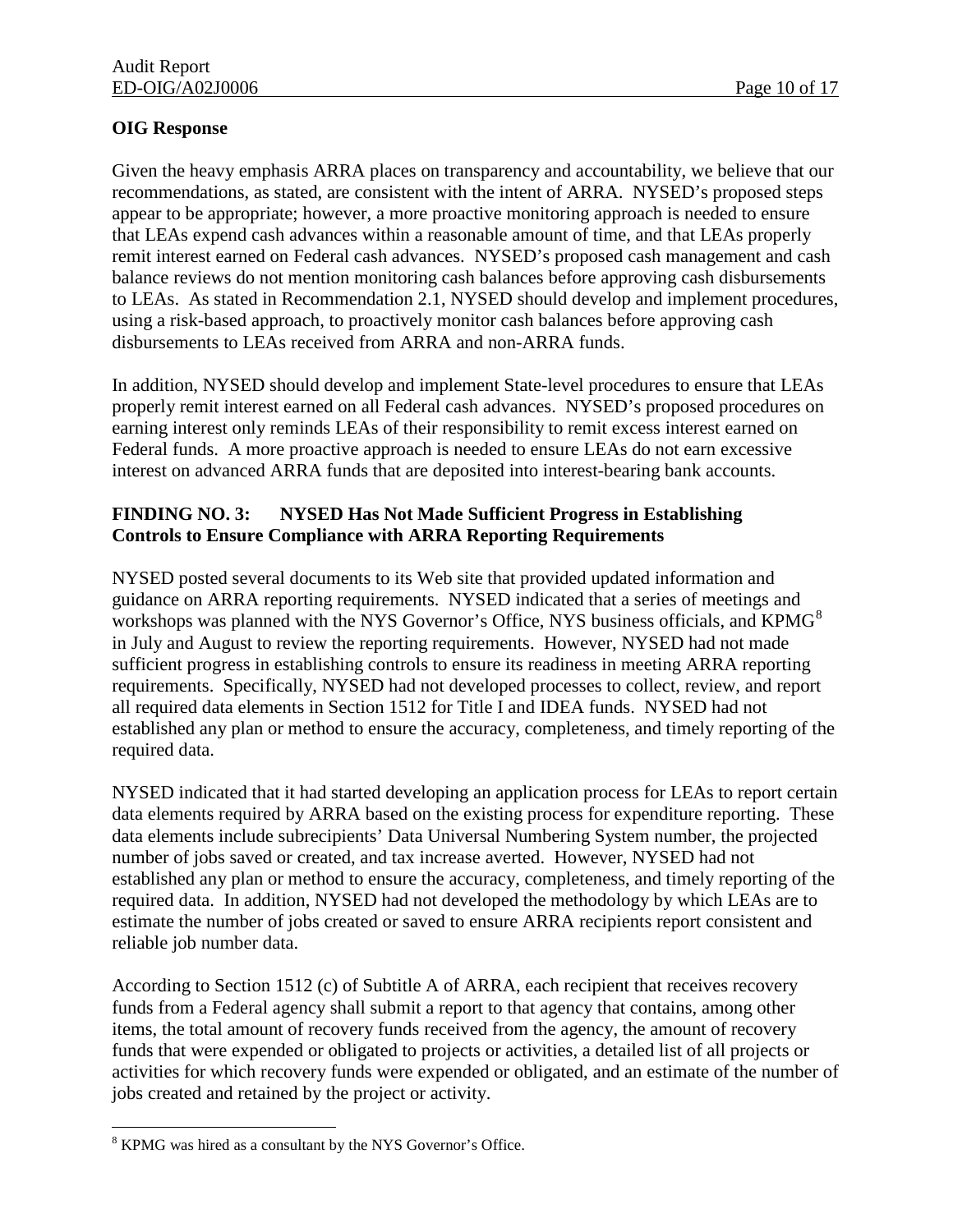**OIG Response**

Given the heavy emphasis ARRA places on transparency and accountability, we believe that our recommendations, as stated, are consistent with the intent of ARRA. NYSED's proposed steps appear to be appropriate; however, a more proactive monitoring approach is needed to ensure that LEAs expend cash advances within a reasonable amount of time, and that LEAs properly remit interest earned on Federal cash advances. NYSED's proposed cash management and cash balance reviews do not mention monitoring cash balances before approving cash disbursements to LEAs. As stated in Recommendation 2.1, NYSED should develop and implement procedures, using a risk-based approach, to proactively monitor cash balances before approving cash disbursements to LEAs received from ARRA and non-ARRA funds.

In addition, NYSED should develop and implement State-level procedures to ensure that LEAs properly remit interest earned on all Federal cash advances. NYSED's proposed procedures on earning interest only reminds LEAs of their responsibility to remit excess interest earned on Federal funds. A more proactive approach is needed to ensure LEAs do not earn excessive interest on advanced ARRA funds that are deposited into interest-bearing bank accounts.

**FINDING NO. 3: NYSED Has Not Made Sufficient Progress in Establishing Controls to Ensure Compliance with ARRA Reporting Requirements**

NYSED posted several documents to its Web site that provided updated information and guidance on ARRA reporting requirements. NYSED indicated that a series of meetings and workshops was planned with the NYS Governor's Office, NYS business officials, and KPMG[8] in July and August to review the reporting requirements. However, NYSED had not made sufficient progress in establishing controls to ensure its readiness in meeting ARRA reporting requirements. Specifically, NYSED had not developed processes to collect, review, and report all required data elements in Section 1512 for Title I and IDEA funds. NYSED had not established any plan or method to ensure the accuracy, completeness, and timely reporting of the required data.

NYSED indicated that it had started developing an application process for LEAs to report certain data elements required by ARRA based on the existing process for expenditure reporting. These data elements include subrecipients' Data Universal Numbering System number, the projected number of jobs saved or created, and tax increase averted. However, NYSED had not established any plan or method to ensure the accuracy, completeness, and timely reporting of the required data. In addition, NYSED had not developed the methodology by which LEAs are to estimate the number of jobs created or saved to ensure ARRA recipients report consistent and reliable job number data.

According to Section 1512 (c) of Subtitle A of ARRA, each recipient that receives recovery funds from a Federal agency shall submit a report to that agency that contains, among other items, the total amount of recovery funds received from the agency, the amount of recovery funds that were expended or obligated to projects or activities, a detailed list of all projects or activities for which recovery funds were expended or obligated, and an estimate of the number of jobs created and retained by the project or activity.

---

[8] KPMG was hired as a consultant by the NYS Governor's Office.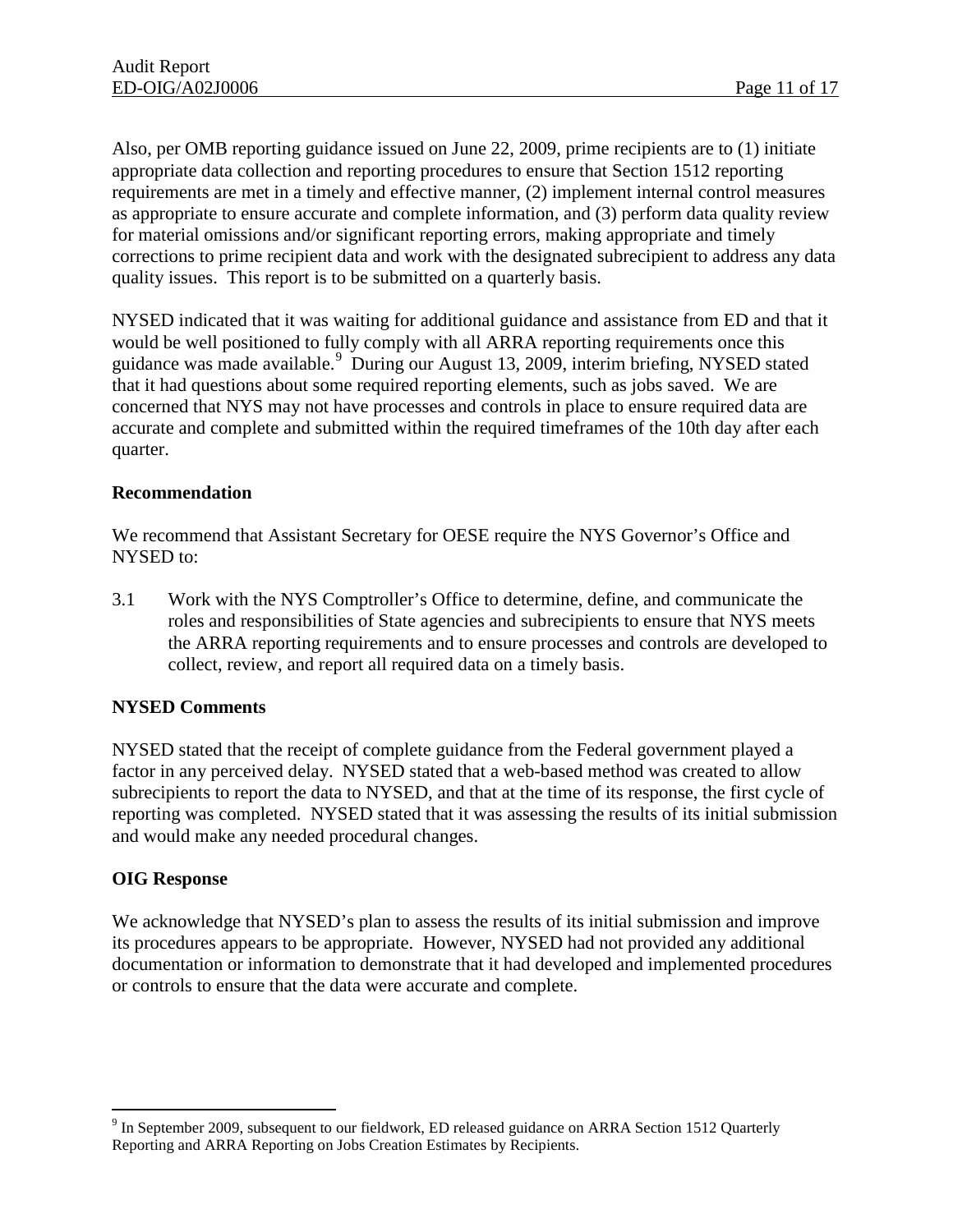Also, per OMB reporting guidance issued on June 22, 2009, prime recipients are to (1) initiate appropriate data collection and reporting procedures to ensure that Section 1512 reporting requirements are met in a timely and effective manner, (2) implement internal control measures as appropriate to ensure accurate and complete information, and (3) perform data quality review for material omissions and/or significant reporting errors, making appropriate and timely corrections to prime recipient data and work with the designated subrecipient to address any data quality issues. This report is to be submitted on a quarterly basis.

NYSED indicated that it was waiting for additional guidance and assistance from ED and that it would be well positioned to fully comply with all ARRA reporting requirements once this guidance was made available.[9] During our August 13, 2009, interim briefing, NYSED stated that it had questions about some required reporting elements, such as jobs saved. We are concerned that NYS may not have processes and controls in place to ensure required data are accurate and complete and submitted within the required timeframes of the 10th day after each quarter.

**Recommendation**

We recommend that Assistant Secretary for OESE require the NYS Governor's Office and NYSED to:

3.1 Work with the NYS Comptroller's Office to determine, define, and communicate the roles and responsibilities of State agencies and subrecipients to ensure that NYS meets the ARRA reporting requirements and to ensure processes and controls are developed to collect, review, and report all required data on a timely basis.

**NYSED Comments**

NYSED stated that the receipt of complete guidance from the Federal government played a factor in any perceived delay. NYSED stated that a web-based method was created to allow subrecipients to report the data to NYSED, and that at the time of its response, the first cycle of reporting was completed. NYSED stated that it was assessing the results of its initial submission and would make any needed procedural changes.

**OIG Response**

We acknowledge that NYSED's plan to assess the results of its initial submission and improve its procedures appears to be appropriate. However, NYSED had not provided any additional documentation or information to demonstrate that it had developed and implemented procedures or controls to ensure that the data were accurate and complete.

[9] In September 2009, subsequent to our fieldwork, ED released guidance on ARRA Section 1512 Quarterly Reporting and ARRA Reporting on Jobs Creation Estimates by Recipients.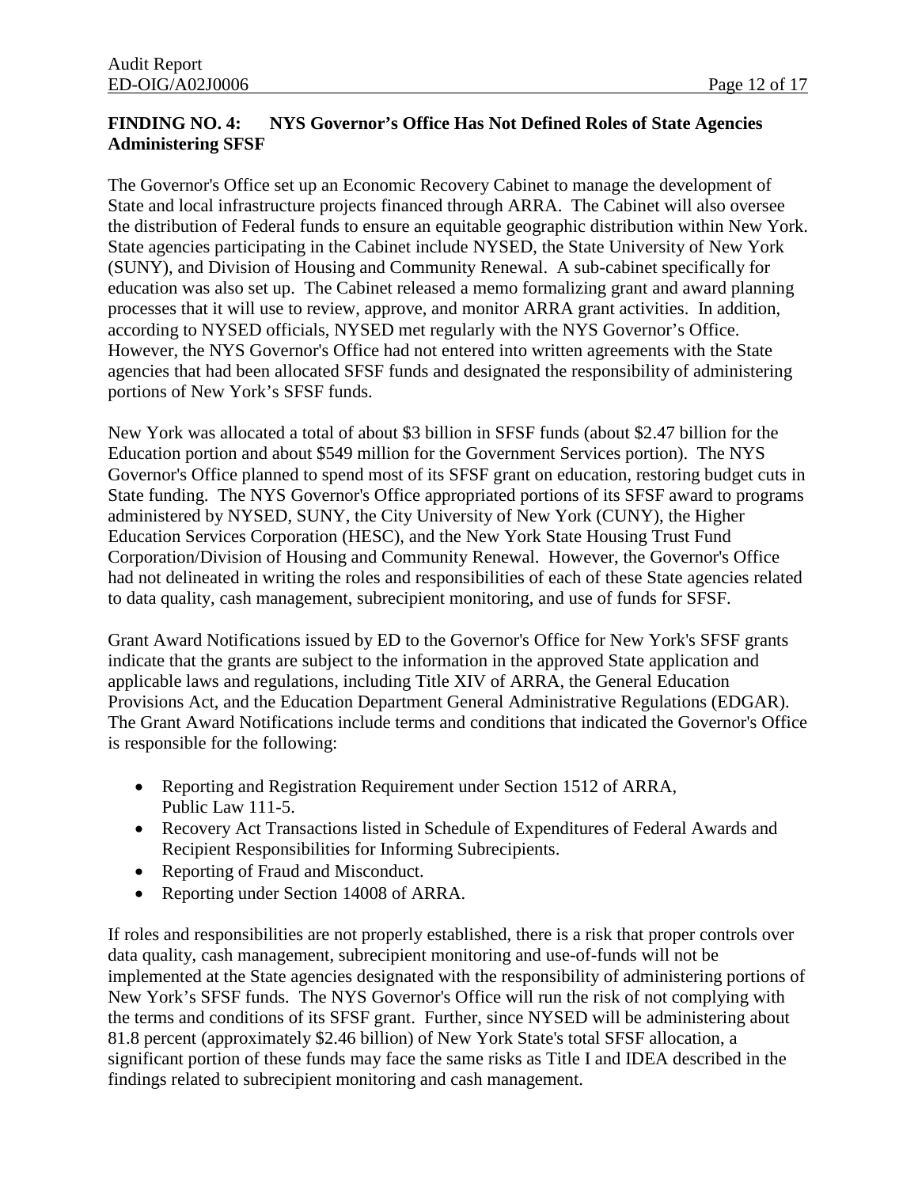**FINDING NO. 4: NYS Governor's Office Has Not Defined Roles of State Agencies Administering SFSF**

The Governor's Office set up an Economic Recovery Cabinet to manage the development of State and local infrastructure projects financed through ARRA. The Cabinet will also oversee the distribution of Federal funds to ensure an equitable geographic distribution within New York. State agencies participating in the Cabinet include NYSED, the State University of New York (SUNY), and Division of Housing and Community Renewal. A sub-cabinet specifically for education was also set up. The Cabinet released a memo formalizing grant and award planning processes that it will use to review, approve, and monitor ARRA grant activities. In addition, according to NYSED officials, NYSED met regularly with the NYS Governor's Office. However, the NYS Governor's Office had not entered into written agreements with the State agencies that had been allocated SFSF funds and designated the responsibility of administering portions of New York's SFSF funds.

New York was allocated a total of about $3 billion in SFSF funds (about $2.47 billion for the Education portion and about $549 million for the Government Services portion). The NYS Governor's Office planned to spend most of its SFSF grant on education, restoring budget cuts in State funding. The NYS Governor's Office appropriated portions of its SFSF award to programs administered by NYSED, SUNY, the City University of New York (CUNY), the Higher Education Services Corporation (HESC), and the New York State Housing Trust Fund Corporation/Division of Housing and Community Renewal. However, the Governor's Office had not delineated in writing the roles and responsibilities of each of these State agencies related to data quality, cash management, subrecipient monitoring, and use of funds for SFSF.

Grant Award Notifications issued by ED to the Governor's Office for New York's SFSF grants indicate that the grants are subject to the information in the approved State application and applicable laws and regulations, including Title XIV of ARRA, the General Education Provisions Act, and the Education Department General Administrative Regulations (EDGAR). The Grant Award Notifications include terms and conditions that indicated the Governor's Office is responsible for the following:

- Reporting and Registration Requirement under Section 1512 of ARRA, Public Law 111-5.
- Recovery Act Transactions listed in Schedule of Expenditures of Federal Awards and Recipient Responsibilities for Informing Subrecipients.
- Reporting of Fraud and Misconduct.
- Reporting under Section 14008 of ARRA.

If roles and responsibilities are not properly established, there is a risk that proper controls over data quality, cash management, subrecipient monitoring and use-of-funds will not be implemented at the State agencies designated with the responsibility of administering portions of New York's SFSF funds. The NYS Governor's Office will run the risk of not complying with the terms and conditions of its SFSF grant. Further, since NYSED will be administering about 81.8 percent (approximately $2.46 billion) of New York State's total SFSF allocation, a significant portion of these funds may face the same risks as Title I and IDEA described in the findings related to subrecipient monitoring and cash management.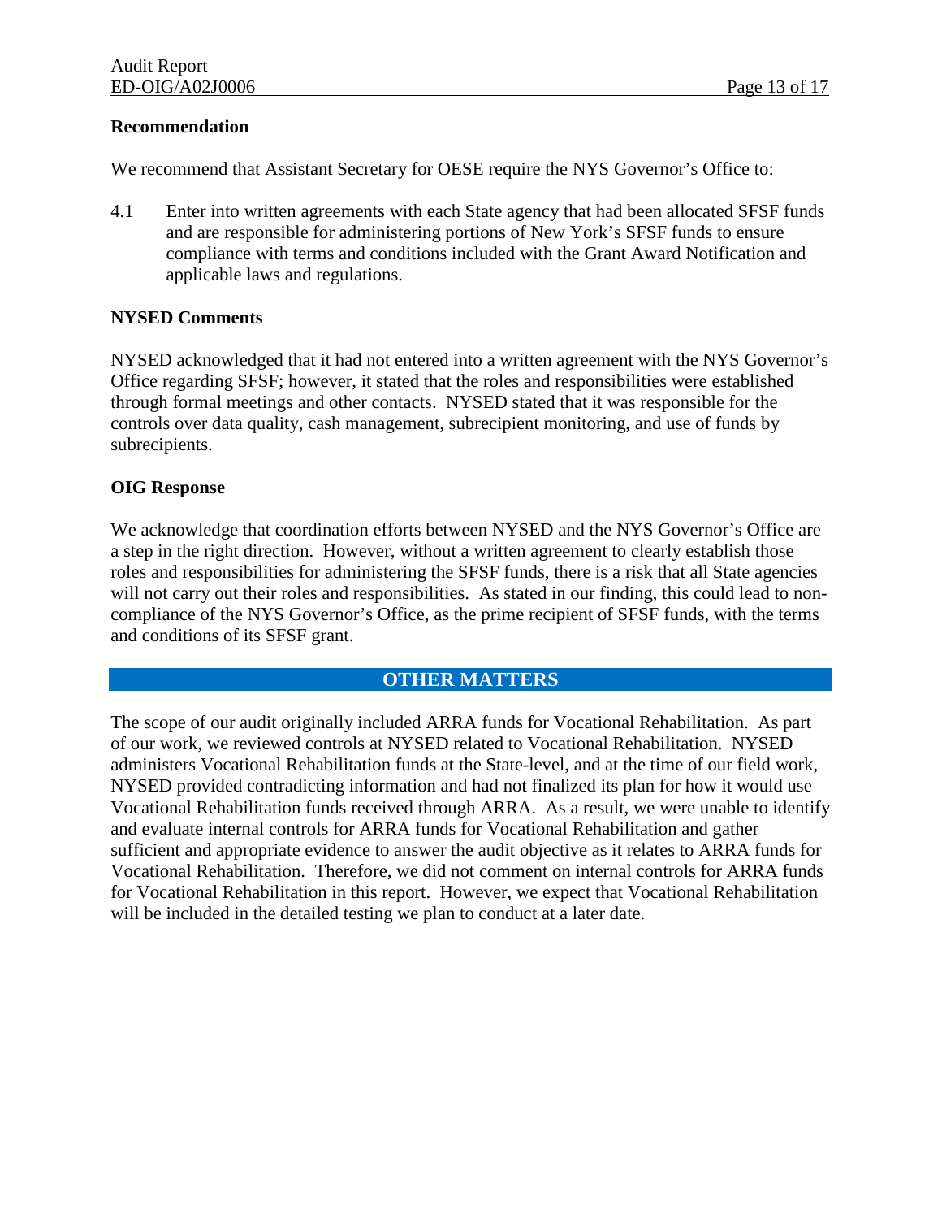**Recommendation**

We recommend that Assistant Secretary for OESE require the NYS Governor's Office to:

4.1 Enter into written agreements with each State agency that had been allocated SFSF funds and are responsible for administering portions of New York's SFSF funds to ensure compliance with terms and conditions included with the Grant Award Notification and applicable laws and regulations.

**NYSED Comments**

NYSED acknowledged that it had not entered into a written agreement with the NYS Governor's Office regarding SFSF; however, it stated that the roles and responsibilities were established through formal meetings and other contacts. NYSED stated that it was responsible for the controls over data quality, cash management, subrecipient monitoring, and use of funds by subrecipients.

**OIG Response**

We acknowledge that coordination efforts between NYSED and the NYS Governor's Office are a step in the right direction. However, without a written agreement to clearly establish those roles and responsibilities for administering the SFSF funds, there is a risk that all State agencies will not carry out their roles and responsibilities. As stated in our finding, this could lead to non-compliance of the NYS Governor's Office, as the prime recipient of SFSF funds, with the terms and conditions of its SFSF grant.

## OTHER MATTERS

The scope of our audit originally included ARRA funds for Vocational Rehabilitation. As part of our work, we reviewed controls at NYSED related to Vocational Rehabilitation. NYSED administers Vocational Rehabilitation funds at the State-level, and at the time of our field work, NYSED provided contradicting information and had not finalized its plan for how it would use Vocational Rehabilitation funds received through ARRA. As a result, we were unable to identify and evaluate internal controls for ARRA funds for Vocational Rehabilitation and gather sufficient and appropriate evidence to answer the audit objective as it relates to ARRA funds for Vocational Rehabilitation. Therefore, we did not comment on internal controls for ARRA funds for Vocational Rehabilitation in this report. However, we expect that Vocational Rehabilitation will be included in the detailed testing we plan to conduct at a later date.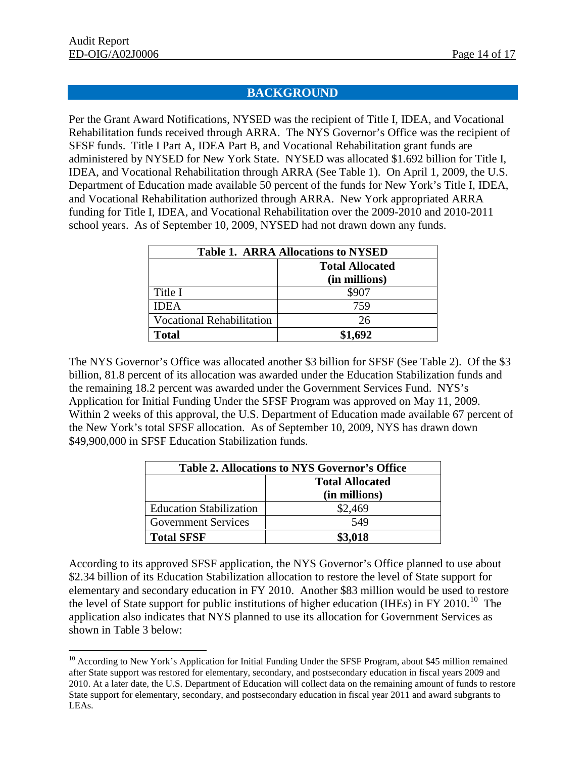## BACKGROUND

Per the Grant Award Notifications, NYSED was the recipient of Title I, IDEA, and Vocational Rehabilitation funds received through ARRA. The NYS Governor's Office was the recipient of SFSF funds. Title I Part A, IDEA Part B, and Vocational Rehabilitation grant funds are administered by NYSED for New York State. NYSED was allocated $1.692 billion for Title I, IDEA, and Vocational Rehabilitation through ARRA (See Table 1). On April 1, 2009, the U.S. Department of Education made available 50 percent of the funds for New York's Title I, IDEA, and Vocational Rehabilitation authorized through ARRA. New York appropriated ARRA funding for Title I, IDEA, and Vocational Rehabilitation over the 2009-2010 and 2010-2011 school years. As of September 10, 2009, NYSED had not drawn down any funds.

**Table 1. ARRA Allocations to NYSED**

| | Total Allocated (in millions) |
|---|---|
| Title I | $907 |
| IDEA | 759 |
| Vocational Rehabilitation | 26 |
| **Total** | **$1,692** |

The NYS Governor's Office was allocated another $3 billion for SFSF (See Table 2). Of the $3 billion, 81.8 percent of its allocation was awarded under the Education Stabilization funds and the remaining 18.2 percent was awarded under the Government Services Fund. NYS's Application for Initial Funding Under the SFSF Program was approved on May 11, 2009. Within 2 weeks of this approval, the U.S. Department of Education made available 67 percent of the New York's total SFSF allocation. As of September 10, 2009, NYS has drawn down $49,900,000 in SFSF Education Stabilization funds.

**Table 2. Allocations to NYS Governor's Office**

| | Total Allocated (in millions) |
|---|---|
| Education Stabilization | $2,469 |
| Government Services | 549 |
| **Total SFSF** | **$3,018** |

According to its approved SFSF application, the NYS Governor's Office planned to use about $2.34 billion of its Education Stabilization allocation to restore the level of State support for elementary and secondary education in FY 2010. Another $83 million would be used to restore the level of State support for public institutions of higher education (IHEs) in FY 2010.[10] The application also indicates that NYS planned to use its allocation for Government Services as shown in Table 3 below:

---

[10] According to New York's Application for Initial Funding Under the SFSF Program, about $45 million remained after State support was restored for elementary, secondary, and postsecondary education in fiscal years 2009 and 2010. At a later date, the U.S. Department of Education will collect data on the remaining amount of funds to restore State support for elementary, secondary, and postsecondary education in fiscal year 2011 and award subgrants to LEAs.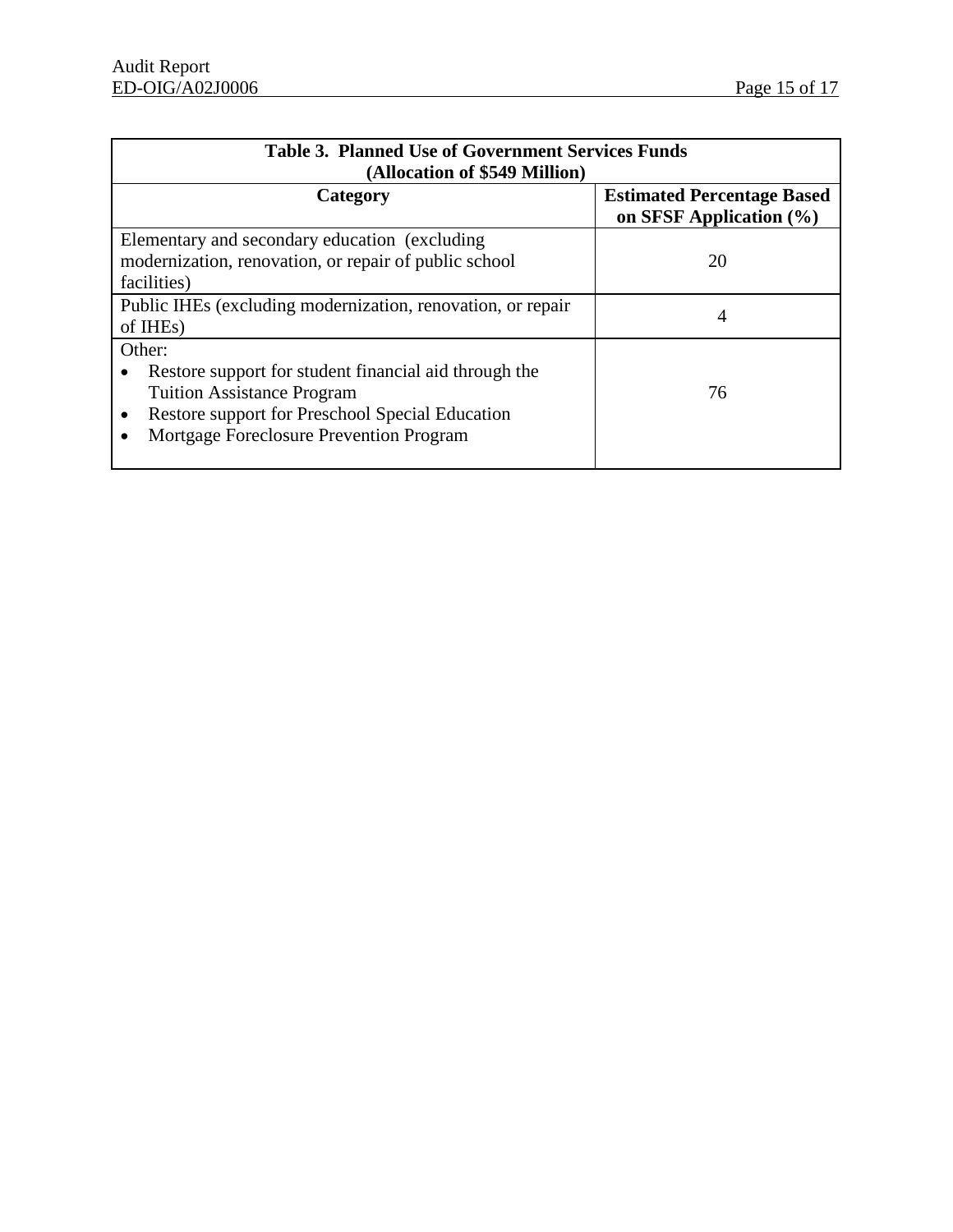| Table 3. Planned Use of Government Services Funds (Allocation of $549 Million) | |
|---|---|
| **Category** | **Estimated Percentage Based on SFSF Application (%)** |
| Elementary and secondary education (excluding modernization, renovation, or repair of public school facilities) | 20 |
| Public IHEs (excluding modernization, renovation, or repair of IHEs) | 4 |
| Other:<br>• Restore support for student financial aid through the Tuition Assistance Program<br>• Restore support for Preschool Special Education<br>• Mortgage Foreclosure Prevention Program | 76 |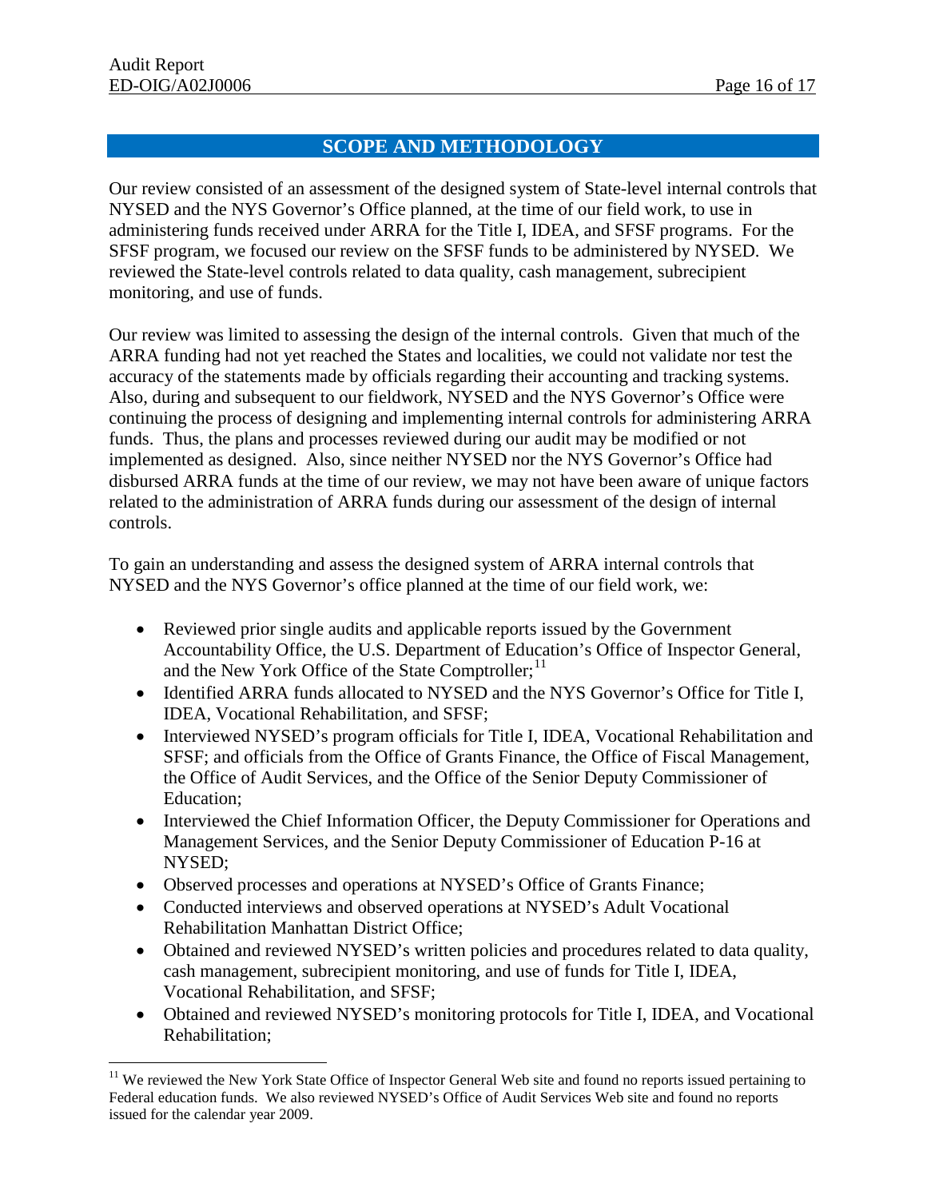## SCOPE AND METHODOLOGY

Our review consisted of an assessment of the designed system of State-level internal controls that NYSED and the NYS Governor's Office planned, at the time of our field work, to use in administering funds received under ARRA for the Title I, IDEA, and SFSF programs. For the SFSF program, we focused our review on the SFSF funds to be administered by NYSED. We reviewed the State-level controls related to data quality, cash management, subrecipient monitoring, and use of funds.

Our review was limited to assessing the design of the internal controls. Given that much of the ARRA funding had not yet reached the States and localities, we could not validate nor test the accuracy of the statements made by officials regarding their accounting and tracking systems. Also, during and subsequent to our fieldwork, NYSED and the NYS Governor's Office were continuing the process of designing and implementing internal controls for administering ARRA funds. Thus, the plans and processes reviewed during our audit may be modified or not implemented as designed. Also, since neither NYSED nor the NYS Governor's Office had disbursed ARRA funds at the time of our review, we may not have been aware of unique factors related to the administration of ARRA funds during our assessment of the design of internal controls.

To gain an understanding and assess the designed system of ARRA internal controls that NYSED and the NYS Governor's office planned at the time of our field work, we:

- Reviewed prior single audits and applicable reports issued by the Government Accountability Office, the U.S. Department of Education's Office of Inspector General, and the New York Office of the State Comptroller;[11]
- Identified ARRA funds allocated to NYSED and the NYS Governor's Office for Title I, IDEA, Vocational Rehabilitation, and SFSF;
- Interviewed NYSED's program officials for Title I, IDEA, Vocational Rehabilitation and SFSF; and officials from the Office of Grants Finance, the Office of Fiscal Management, the Office of Audit Services, and the Office of the Senior Deputy Commissioner of Education;
- Interviewed the Chief Information Officer, the Deputy Commissioner for Operations and Management Services, and the Senior Deputy Commissioner of Education P-16 at NYSED;
- Observed processes and operations at NYSED's Office of Grants Finance;
- Conducted interviews and observed operations at NYSED's Adult Vocational Rehabilitation Manhattan District Office;
- Obtained and reviewed NYSED's written policies and procedures related to data quality, cash management, subrecipient monitoring, and use of funds for Title I, IDEA, Vocational Rehabilitation, and SFSF;
- Obtained and reviewed NYSED's monitoring protocols for Title I, IDEA, and Vocational Rehabilitation;

[11] We reviewed the New York State Office of Inspector General Web site and found no reports issued pertaining to Federal education funds. We also reviewed NYSED's Office of Audit Services Web site and found no reports issued for the calendar year 2009.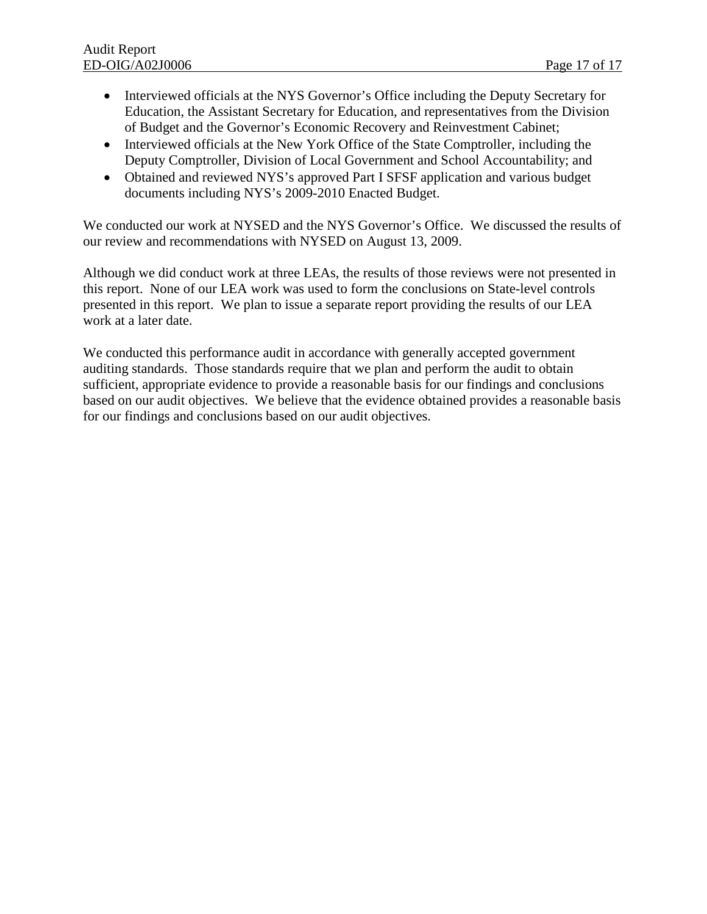- Interviewed officials at the NYS Governor's Office including the Deputy Secretary for Education, the Assistant Secretary for Education, and representatives from the Division of Budget and the Governor's Economic Recovery and Reinvestment Cabinet;
- Interviewed officials at the New York Office of the State Comptroller, including the Deputy Comptroller, Division of Local Government and School Accountability; and
- Obtained and reviewed NYS's approved Part I SFSF application and various budget documents including NYS's 2009-2010 Enacted Budget.

We conducted our work at NYSED and the NYS Governor's Office. We discussed the results of our review and recommendations with NYSED on August 13, 2009.

Although we did conduct work at three LEAs, the results of those reviews were not presented in this report. None of our LEA work was used to form the conclusions on State-level controls presented in this report. We plan to issue a separate report providing the results of our LEA work at a later date.

We conducted this performance audit in accordance with generally accepted government auditing standards. Those standards require that we plan and perform the audit to obtain sufficient, appropriate evidence to provide a reasonable basis for our findings and conclusions based on our audit objectives. We believe that the evidence obtained provides a reasonable basis for our findings and conclusions based on our audit objectives.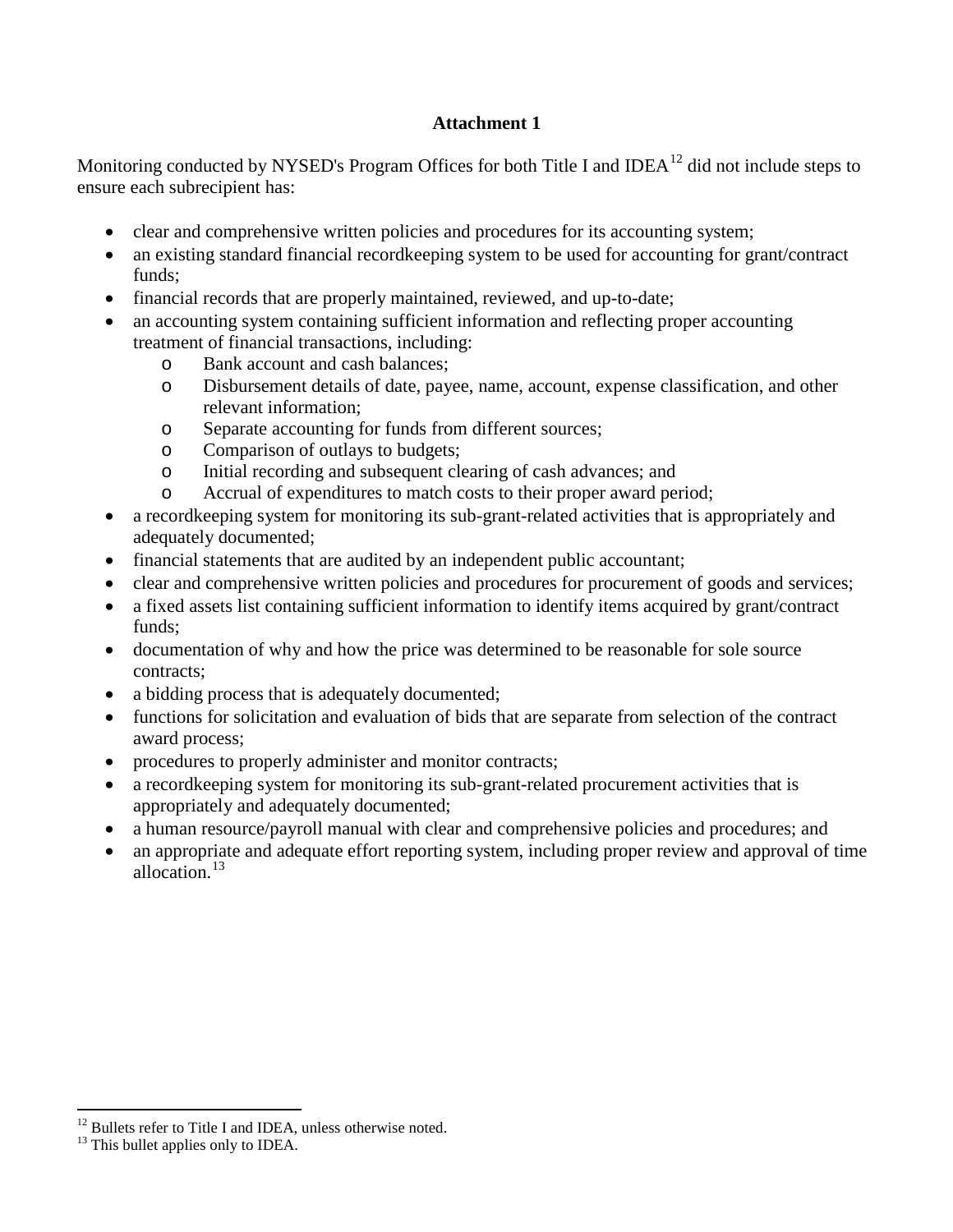**Attachment 1**

Monitoring conducted by NYSED's Program Offices for both Title I and IDEA[12] did not include steps to ensure each subrecipient has:

- clear and comprehensive written policies and procedures for its accounting system;
- an existing standard financial recordkeeping system to be used for accounting for grant/contract funds;
- financial records that are properly maintained, reviewed, and up-to-date;
- an accounting system containing sufficient information and reflecting proper accounting treatment of financial transactions, including:
  - Bank account and cash balances;
  - Disbursement details of date, payee, name, account, expense classification, and other relevant information;
  - Separate accounting for funds from different sources;
  - Comparison of outlays to budgets;
  - Initial recording and subsequent clearing of cash advances; and
  - Accrual of expenditures to match costs to their proper award period;
- a recordkeeping system for monitoring its sub-grant-related activities that is appropriately and adequately documented;
- financial statements that are audited by an independent public accountant;
- clear and comprehensive written policies and procedures for procurement of goods and services;
- a fixed assets list containing sufficient information to identify items acquired by grant/contract funds;
- documentation of why and how the price was determined to be reasonable for sole source contracts;
- a bidding process that is adequately documented;
- functions for solicitation and evaluation of bids that are separate from selection of the contract award process;
- procedures to properly administer and monitor contracts;
- a recordkeeping system for monitoring its sub-grant-related procurement activities that is appropriately and adequately documented;
- a human resource/payroll manual with clear and comprehensive policies and procedures; and
- an appropriate and adequate effort reporting system, including proper review and approval of time allocation.[13]

[12] Bullets refer to Title I and IDEA, unless otherwise noted.
[13] This bullet applies only to IDEA.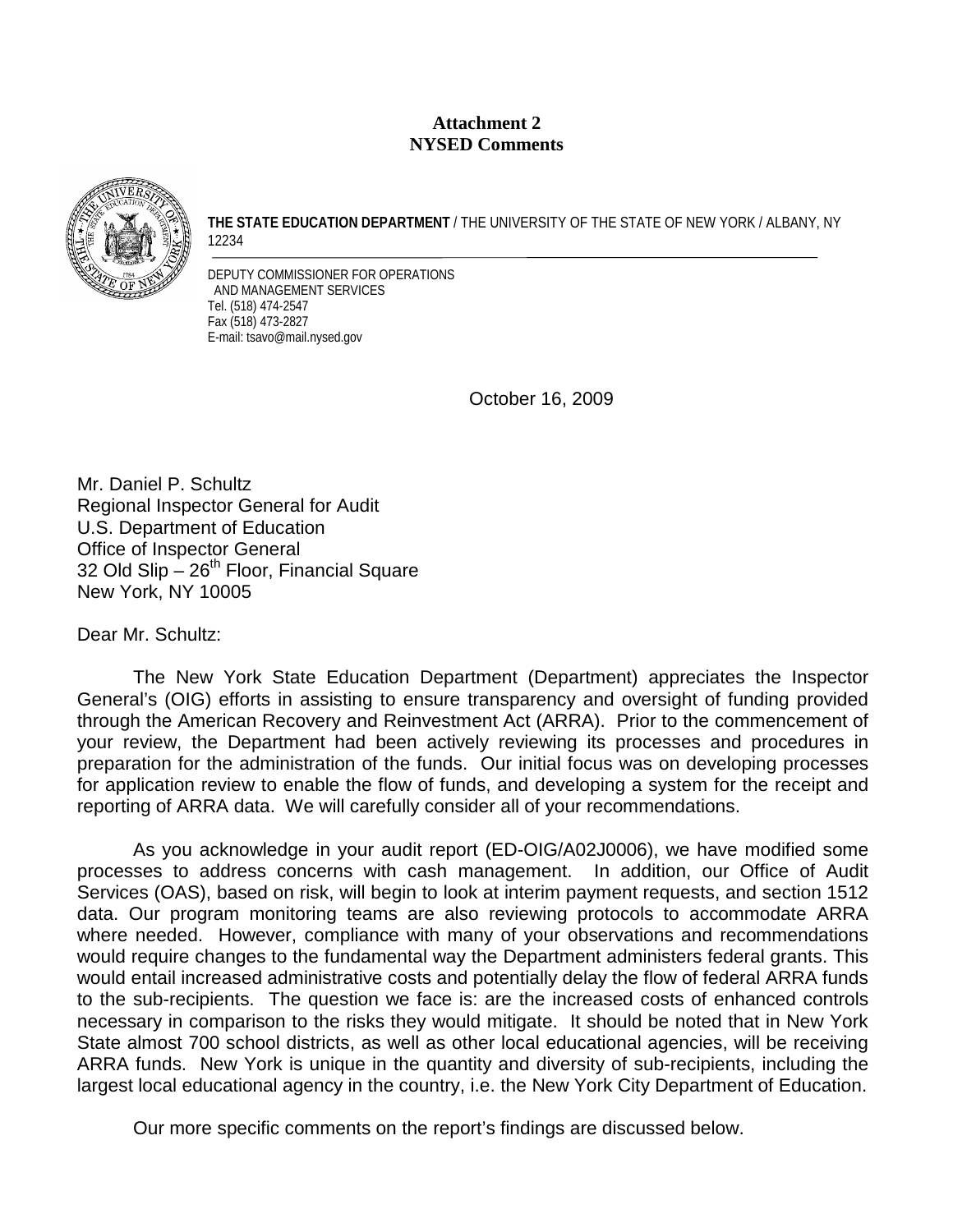**Attachment 2**
**NYSED Comments**

**THE STATE EDUCATION DEPARTMENT** / THE UNIVERSITY OF THE STATE OF NEW YORK / ALBANY, NY 12234

DEPUTY COMMISSIONER FOR OPERATIONS
AND MANAGEMENT SERVICES
Tel. (518) 474-2547
Fax (518) 473-2827
E-mail: tsavo@mail.nysed.gov

October 16, 2009

Mr. Daniel P. Schultz
Regional Inspector General for Audit
U.S. Department of Education
Office of Inspector General
32 Old Slip – 26th Floor, Financial Square
New York, NY 10005

Dear Mr. Schultz:

The New York State Education Department (Department) appreciates the Inspector General's (OIG) efforts in assisting to ensure transparency and oversight of funding provided through the American Recovery and Reinvestment Act (ARRA). Prior to the commencement of your review, the Department had been actively reviewing its processes and procedures in preparation for the administration of the funds. Our initial focus was on developing processes for application review to enable the flow of funds, and developing a system for the receipt and reporting of ARRA data. We will carefully consider all of your recommendations.

As you acknowledge in your audit report (ED-OIG/A02J0006), we have modified some processes to address concerns with cash management. In addition, our Office of Audit Services (OAS), based on risk, will begin to look at interim payment requests, and section 1512 data. Our program monitoring teams are also reviewing protocols to accommodate ARRA where needed. However, compliance with many of your observations and recommendations would require changes to the fundamental way the Department administers federal grants. This would entail increased administrative costs and potentially delay the flow of federal ARRA funds to the sub-recipients. The question we face is: are the increased costs of enhanced controls necessary in comparison to the risks they would mitigate. It should be noted that in New York State almost 700 school districts, as well as other local educational agencies, will be receiving ARRA funds. New York is unique in the quantity and diversity of sub-recipients, including the largest local educational agency in the country, i.e. the New York City Department of Education.

Our more specific comments on the report's findings are discussed below.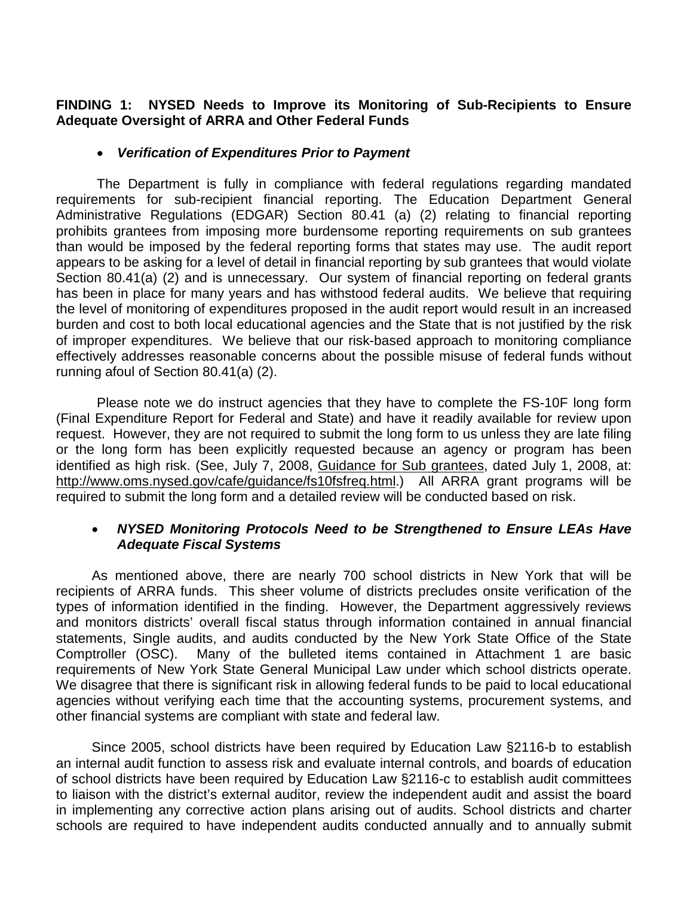**FINDING 1: NYSED Needs to Improve its Monitoring of Sub-Recipients to Ensure Adequate Oversight of ARRA and Other Federal Funds**

- ***Verification of Expenditures Prior to Payment***

The Department is fully in compliance with federal regulations regarding mandated requirements for sub-recipient financial reporting. The Education Department General Administrative Regulations (EDGAR) Section 80.41 (a) (2) relating to financial reporting prohibits grantees from imposing more burdensome reporting requirements on sub grantees than would be imposed by the federal reporting forms that states may use. The audit report appears to be asking for a level of detail in financial reporting by sub grantees that would violate Section 80.41(a) (2) and is unnecessary. Our system of financial reporting on federal grants has been in place for many years and has withstood federal audits. We believe that requiring the level of monitoring of expenditures proposed in the audit report would result in an increased burden and cost to both local educational agencies and the State that is not justified by the risk of improper expenditures. We believe that our risk-based approach to monitoring compliance effectively addresses reasonable concerns about the possible misuse of federal funds without running afoul of Section 80.41(a) (2).

Please note we do instruct agencies that they have to complete the FS-10F long form (Final Expenditure Report for Federal and State) and have it readily available for review upon request. However, they are not required to submit the long form to us unless they are late filing or the long form has been explicitly requested because an agency or program has been identified as high risk. (See, July 7, 2008, Guidance for Sub grantees, dated July 1, 2008, at: http://www.oms.nysed.gov/cafe/guidance/fs10fsfreq.html.) All ARRA grant programs will be required to submit the long form and a detailed review will be conducted based on risk.

- ***NYSED Monitoring Protocols Need to be Strengthened to Ensure LEAs Have Adequate Fiscal Systems***

As mentioned above, there are nearly 700 school districts in New York that will be recipients of ARRA funds. This sheer volume of districts precludes onsite verification of the types of information identified in the finding. However, the Department aggressively reviews and monitors districts' overall fiscal status through information contained in annual financial statements, Single audits, and audits conducted by the New York State Office of the State Comptroller (OSC). Many of the bulleted items contained in Attachment 1 are basic requirements of New York State General Municipal Law under which school districts operate. We disagree that there is significant risk in allowing federal funds to be paid to local educational agencies without verifying each time that the accounting systems, procurement systems, and other financial systems are compliant with state and federal law.

Since 2005, school districts have been required by Education Law §2116-b to establish an internal audit function to assess risk and evaluate internal controls, and boards of education of school districts have been required by Education Law §2116-c to establish audit committees to liaison with the district's external auditor, review the independent audit and assist the board in implementing any corrective action plans arising out of audits. School districts and charter schools are required to have independent audits conducted annually and to annually submit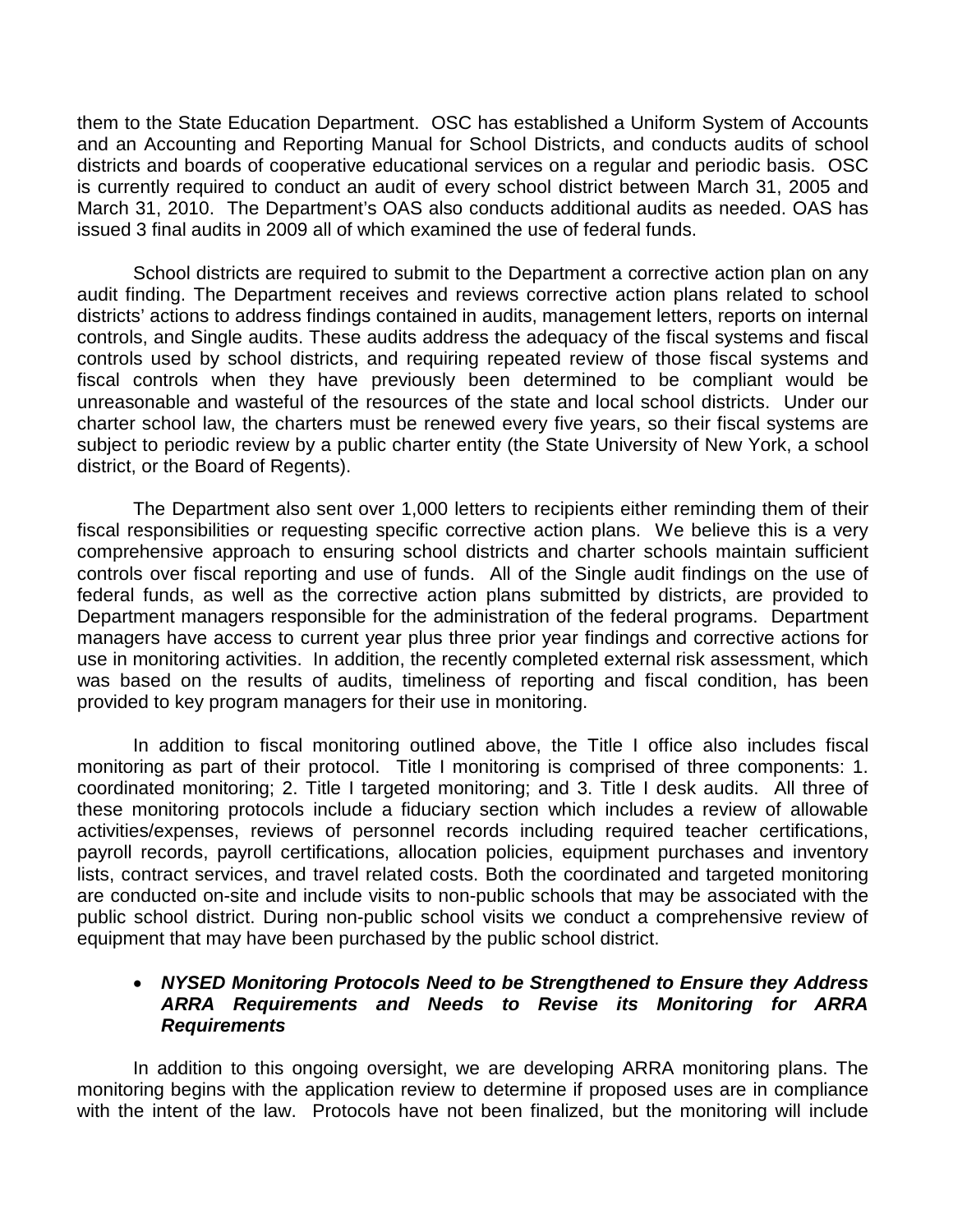them to the State Education Department. OSC has established a Uniform System of Accounts and an Accounting and Reporting Manual for School Districts, and conducts audits of school districts and boards of cooperative educational services on a regular and periodic basis. OSC is currently required to conduct an audit of every school district between March 31, 2005 and March 31, 2010. The Department's OAS also conducts additional audits as needed. OAS has issued 3 final audits in 2009 all of which examined the use of federal funds.

School districts are required to submit to the Department a corrective action plan on any audit finding. The Department receives and reviews corrective action plans related to school districts' actions to address findings contained in audits, management letters, reports on internal controls, and Single audits. These audits address the adequacy of the fiscal systems and fiscal controls used by school districts, and requiring repeated review of those fiscal systems and fiscal controls when they have previously been determined to be compliant would be unreasonable and wasteful of the resources of the state and local school districts. Under our charter school law, the charters must be renewed every five years, so their fiscal systems are subject to periodic review by a public charter entity (the State University of New York, a school district, or the Board of Regents).

The Department also sent over 1,000 letters to recipients either reminding them of their fiscal responsibilities or requesting specific corrective action plans. We believe this is a very comprehensive approach to ensuring school districts and charter schools maintain sufficient controls over fiscal reporting and use of funds. All of the Single audit findings on the use of federal funds, as well as the corrective action plans submitted by districts, are provided to Department managers responsible for the administration of the federal programs. Department managers have access to current year plus three prior year findings and corrective actions for use in monitoring activities. In addition, the recently completed external risk assessment, which was based on the results of audits, timeliness of reporting and fiscal condition, has been provided to key program managers for their use in monitoring.

In addition to fiscal monitoring outlined above, the Title I office also includes fiscal monitoring as part of their protocol. Title I monitoring is comprised of three components: 1. coordinated monitoring; 2. Title I targeted monitoring; and 3. Title I desk audits. All three of these monitoring protocols include a fiduciary section which includes a review of allowable activities/expenses, reviews of personnel records including required teacher certifications, payroll records, payroll certifications, allocation policies, equipment purchases and inventory lists, contract services, and travel related costs. Both the coordinated and targeted monitoring are conducted on-site and include visits to non-public schools that may be associated with the public school district. During non-public school visits we conduct a comprehensive review of equipment that may have been purchased by the public school district.

- ***NYSED Monitoring Protocols Need to be Strengthened to Ensure they Address ARRA Requirements and Needs to Revise its Monitoring for ARRA Requirements***

In addition to this ongoing oversight, we are developing ARRA monitoring plans. The monitoring begins with the application review to determine if proposed uses are in compliance with the intent of the law. Protocols have not been finalized, but the monitoring will include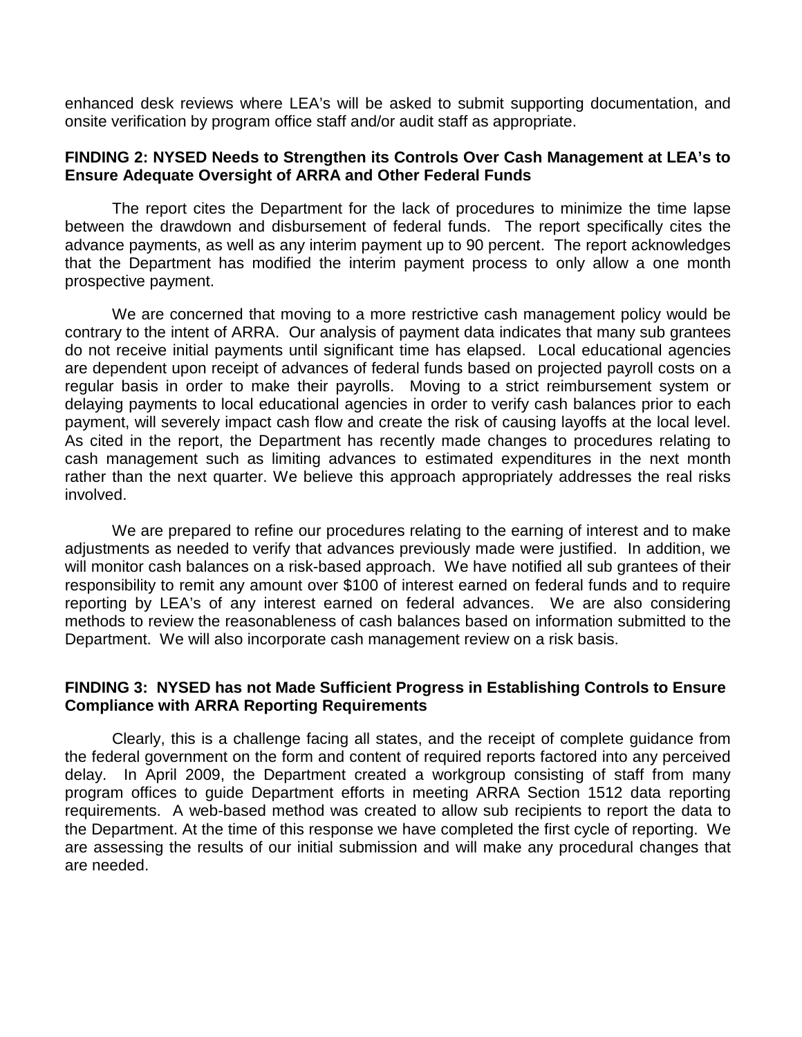enhanced desk reviews where LEA's will be asked to submit supporting documentation, and onsite verification by program office staff and/or audit staff as appropriate.

**FINDING 2: NYSED Needs to Strengthen its Controls Over Cash Management at LEA's to Ensure Adequate Oversight of ARRA and Other Federal Funds**

The report cites the Department for the lack of procedures to minimize the time lapse between the drawdown and disbursement of federal funds. The report specifically cites the advance payments, as well as any interim payment up to 90 percent. The report acknowledges that the Department has modified the interim payment process to only allow a one month prospective payment.

We are concerned that moving to a more restrictive cash management policy would be contrary to the intent of ARRA. Our analysis of payment data indicates that many sub grantees do not receive initial payments until significant time has elapsed. Local educational agencies are dependent upon receipt of advances of federal funds based on projected payroll costs on a regular basis in order to make their payrolls. Moving to a strict reimbursement system or delaying payments to local educational agencies in order to verify cash balances prior to each payment, will severely impact cash flow and create the risk of causing layoffs at the local level. As cited in the report, the Department has recently made changes to procedures relating to cash management such as limiting advances to estimated expenditures in the next month rather than the next quarter. We believe this approach appropriately addresses the real risks involved.

We are prepared to refine our procedures relating to the earning of interest and to make adjustments as needed to verify that advances previously made were justified. In addition, we will monitor cash balances on a risk-based approach. We have notified all sub grantees of their responsibility to remit any amount over $100 of interest earned on federal funds and to require reporting by LEA's of any interest earned on federal advances. We are also considering methods to review the reasonableness of cash balances based on information submitted to the Department. We will also incorporate cash management review on a risk basis.

**FINDING 3: NYSED has not Made Sufficient Progress in Establishing Controls to Ensure Compliance with ARRA Reporting Requirements**

Clearly, this is a challenge facing all states, and the receipt of complete guidance from the federal government on the form and content of required reports factored into any perceived delay. In April 2009, the Department created a workgroup consisting of staff from many program offices to guide Department efforts in meeting ARRA Section 1512 data reporting requirements. A web-based method was created to allow sub recipients to report the data to the Department. At the time of this response we have completed the first cycle of reporting. We are assessing the results of our initial submission and will make any procedural changes that are needed.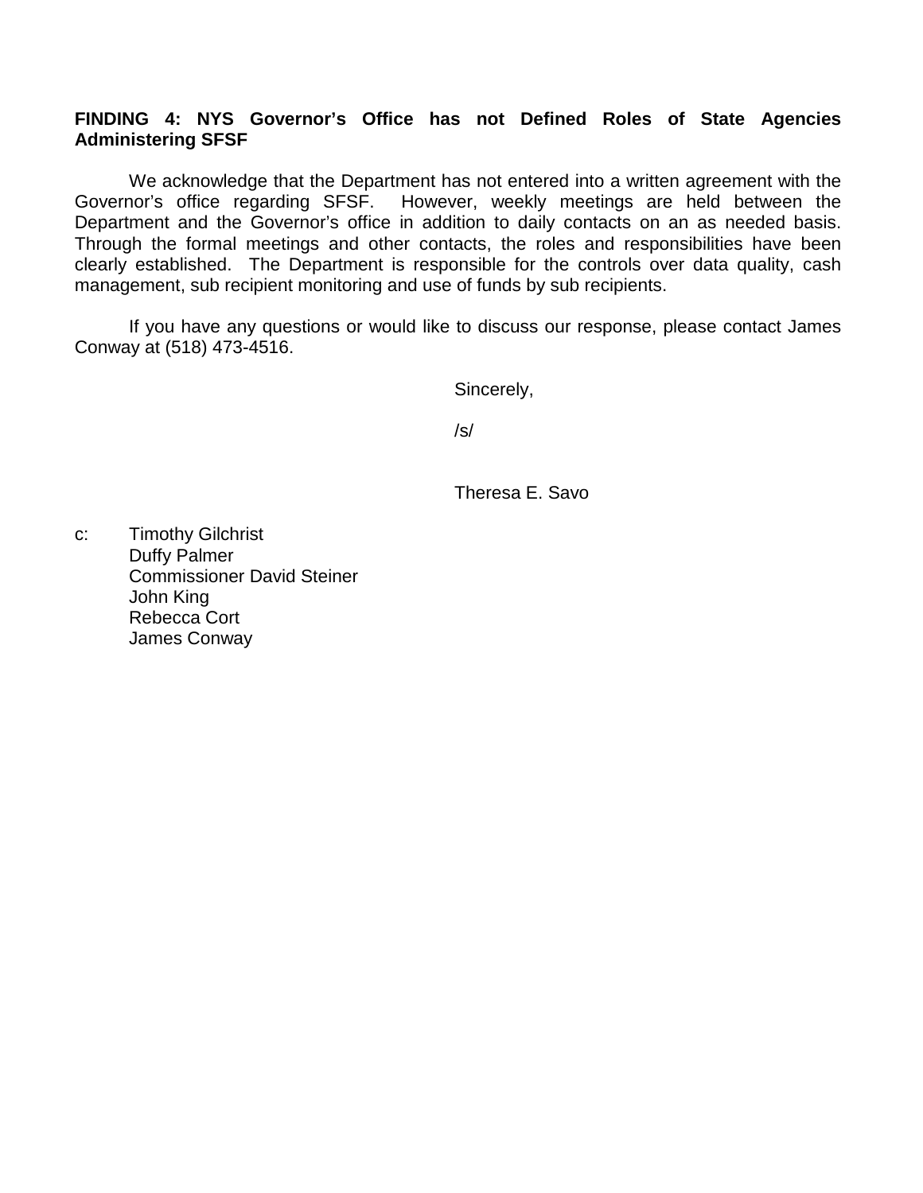**FINDING 4: NYS Governor's Office has not Defined Roles of State Agencies Administering SFSF**

We acknowledge that the Department has not entered into a written agreement with the Governor's office regarding SFSF. However, weekly meetings are held between the Department and the Governor's office in addition to daily contacts on an as needed basis. Through the formal meetings and other contacts, the roles and responsibilities have been clearly established. The Department is responsible for the controls over data quality, cash management, sub recipient monitoring and use of funds by sub recipients.

If you have any questions or would like to discuss our response, please contact James Conway at (518) 473-4516.

Sincerely,

/s/

Theresa E. Savo

c: Timothy Gilchrist
Duffy Palmer
Commissioner David Steiner
John King
Rebecca Cort
James Conway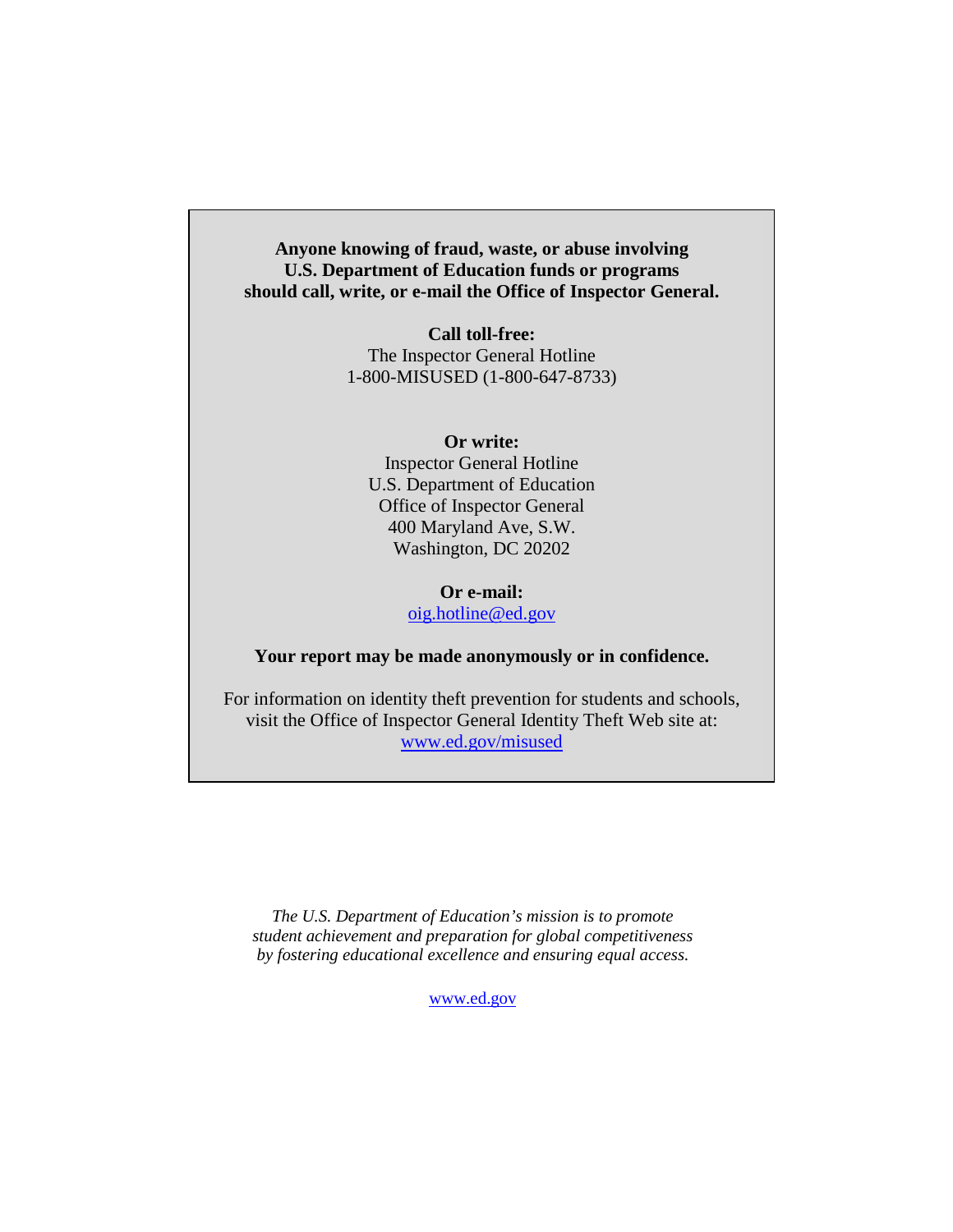**Anyone knowing of fraud, waste, or abuse involving U.S. Department of Education funds or programs should call, write, or e-mail the Office of Inspector General.**

**Call toll-free:**
The Inspector General Hotline
1-800-MISUSED (1-800-647-8733)

**Or write:**
Inspector General Hotline
U.S. Department of Education
Office of Inspector General
400 Maryland Ave, S.W.
Washington, DC 20202

**Or e-mail:**
oig.hotline@ed.gov

**Your report may be made anonymously or in confidence.**

For information on identity theft prevention for students and schools, visit the Office of Inspector General Identity Theft Web site at:
www.ed.gov/misused

*The U.S. Department of Education's mission is to promote student achievement and preparation for global competitiveness by fostering educational excellence and ensuring equal access.*

www.ed.gov